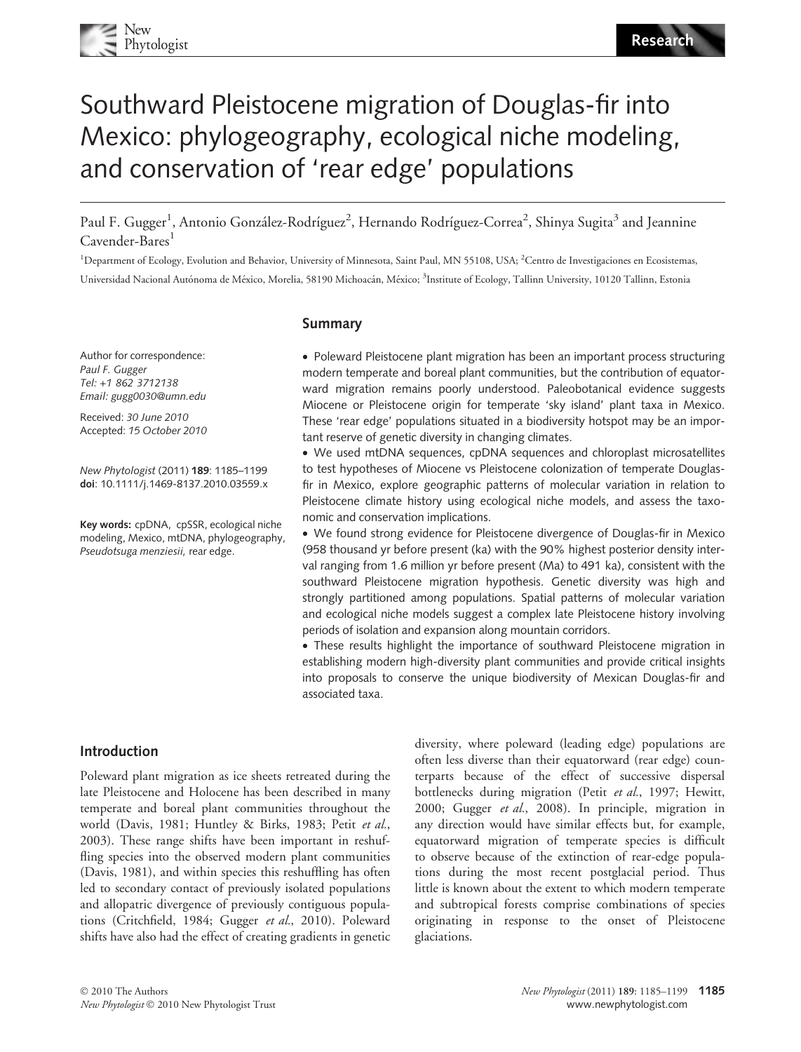# Southward Pleistocene migration of Douglas-fir into Mexico: phylogeography, ecological niche modeling, and conservation of 'rear edge' populations

Paul F. Gugger[1], Antonio González-Rodríguez[2], Hernando Rodríguez-Correa[2], Shinya Sugita[3] and Jeannine Cavender-Bares[1]

[1]Department of Ecology, Evolution and Behavior, University of Minnesota, Saint Paul, MN 55108, USA; [2]Centro de Investigaciones en Ecosistemas, Universidad Nacional Autónoma de México, Morelia, 58190 Michoacán, México; [3]Institute of Ecology, Tallinn University, 10120 Tallinn, Estonia

Author for correspondence:
*Paul F. Gugger*
*Tel: +1 862 3712138*
*Email: gugg0030@umn.edu*

Received: *30 June 2010*
Accepted: *15 October 2010*

*New Phytologist* (2011) **189**: 1185–1199
**doi**: 10.1111/j.1469-8137.2010.03559.x

**Key words:** cpDNA, cpSSR, ecological niche modeling, Mexico, mtDNA, phylogeography, *Pseudotsuga menziesii*, rear edge.

## Summary

- Poleward Pleistocene plant migration has been an important process structuring modern temperate and boreal plant communities, but the contribution of equatorward migration remains poorly understood. Paleobotanical evidence suggests Miocene or Pleistocene origin for temperate 'sky island' plant taxa in Mexico. These 'rear edge' populations situated in a biodiversity hotspot may be an important reserve of genetic diversity in changing climates.
- We used mtDNA sequences, cpDNA sequences and chloroplast microsatellites to test hypotheses of Miocene vs Pleistocene colonization of temperate Douglas-fir in Mexico, explore geographic patterns of molecular variation in relation to Pleistocene climate history using ecological niche models, and assess the taxonomic and conservation implications.
- We found strong evidence for Pleistocene divergence of Douglas-fir in Mexico (958 thousand yr before present (ka) with the 90% highest posterior density interval ranging from 1.6 million yr before present (Ma) to 491 ka), consistent with the southward Pleistocene migration hypothesis. Genetic diversity was high and strongly partitioned among populations. Spatial patterns of molecular variation and ecological niche models suggest a complex late Pleistocene history involving periods of isolation and expansion along mountain corridors.
- These results highlight the importance of southward Pleistocene migration in establishing modern high-diversity plant communities and provide critical insights into proposals to conserve the unique biodiversity of Mexican Douglas-fir and associated taxa.

## Introduction

Poleward plant migration as ice sheets retreated during the late Pleistocene and Holocene has been described in many temperate and boreal plant communities throughout the world (Davis, 1981; Huntley & Birks, 1983; Petit *et al.*, 2003). These range shifts have been important in reshuffling species into the observed modern plant communities (Davis, 1981), and within species this reshuffling has often led to secondary contact of previously isolated populations and allopatric divergence of previously contiguous populations (Critchfield, 1984; Gugger *et al.*, 2010). Poleward shifts have also had the effect of creating gradients in genetic diversity, where poleward (leading edge) populations are often less diverse than their equatorward (rear edge) counterparts because of the effect of successive dispersal bottlenecks during migration (Petit *et al.*, 1997; Hewitt, 2000; Gugger *et al.*, 2008). In principle, migration in any direction would have similar effects but, for example, equatorward migration of temperate species is difficult to observe because of the extinction of rear-edge populations during the most recent postglacial period. Thus little is known about the extent to which modern temperate and subtropical forests comprise combinations of species originating in response to the onset of Pleistocene glaciations.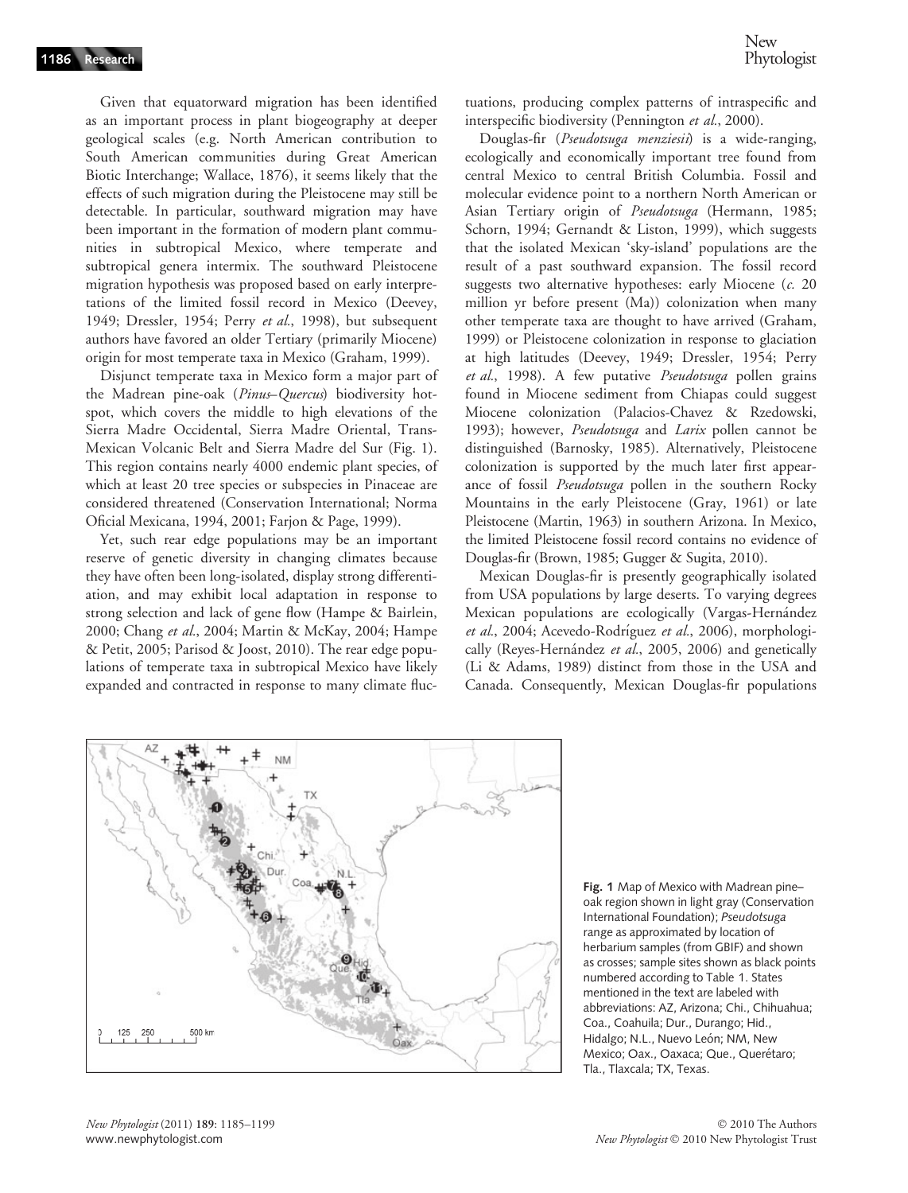Given that equatorward migration has been identified as an important process in plant biogeography at deeper geological scales (e.g. North American contribution to South American communities during Great American Biotic Interchange; Wallace, 1876), it seems likely that the effects of such migration during the Pleistocene may still be detectable. In particular, southward migration may have been important in the formation of modern plant communities in subtropical Mexico, where temperate and subtropical genera intermix. The southward Pleistocene migration hypothesis was proposed based on early interpretations of the limited fossil record in Mexico (Deevey, 1949; Dressler, 1954; Perry *et al.*, 1998), but subsequent authors have favored an older Tertiary (primarily Miocene) origin for most temperate taxa in Mexico (Graham, 1999).

Disjunct temperate taxa in Mexico form a major part of the Madrean pine-oak (*Pinus–Quercus*) biodiversity hotspot, which covers the middle to high elevations of the Sierra Madre Occidental, Sierra Madre Oriental, Trans-Mexican Volcanic Belt and Sierra Madre del Sur (Fig. 1). This region contains nearly 4000 endemic plant species, of which at least 20 tree species or subspecies in Pinaceae are considered threatened (Conservation International; Norma Oficial Mexicana, 1994, 2001; Farjon & Page, 1999).

Yet, such rear edge populations may be an important reserve of genetic diversity in changing climates because they have often been long-isolated, display strong differentiation, and may exhibit local adaptation in response to strong selection and lack of gene flow (Hampe & Bairlein, 2000; Chang *et al.*, 2004; Martin & McKay, 2004; Hampe & Petit, 2005; Parisod & Joost, 2010). The rear edge populations of temperate taxa in subtropical Mexico have likely expanded and contracted in response to many climate fluctuations, producing complex patterns of intraspecific and interspecific biodiversity (Pennington *et al.*, 2000).

Douglas-fir (*Pseudotsuga menziesii*) is a wide-ranging, ecologically and economically important tree found from central Mexico to central British Columbia. Fossil and molecular evidence point to a northern North American or Asian Tertiary origin of *Pseudotsuga* (Hermann, 1985; Schorn, 1994; Gernandt & Liston, 1999), which suggests that the isolated Mexican 'sky-island' populations are the result of a past southward expansion. The fossil record suggests two alternative hypotheses: early Miocene (*c.* 20 million yr before present (Ma)) colonization when many other temperate taxa are thought to have arrived (Graham, 1999) or Pleistocene colonization in response to glaciation at high latitudes (Deevey, 1949; Dressler, 1954; Perry *et al.*, 1998). A few putative *Pseudotsuga* pollen grains found in Miocene sediment from Chiapas could suggest Miocene colonization (Palacios-Chavez & Rzedowski, 1993); however, *Pseudotsuga* and *Larix* pollen cannot be distinguished (Barnosky, 1985). Alternatively, Pleistocene colonization is supported by the much later first appearance of fossil *Pseudotsuga* pollen in the southern Rocky Mountains in the early Pleistocene (Gray, 1961) or late Pleistocene (Martin, 1963) in southern Arizona. In Mexico, the limited Pleistocene fossil record contains no evidence of Douglas-fir (Brown, 1985; Gugger & Sugita, 2010).

Mexican Douglas-fir is presently geographically isolated from USA populations by large deserts. To varying degrees Mexican populations are ecologically (Vargas-Hernández *et al.*, 2004; Acevedo-Rodríguez *et al.*, 2006), morphologically (Reyes-Hernández *et al.*, 2005, 2006) and genetically (Li & Adams, 1989) distinct from those in the USA and Canada. Consequently, Mexican Douglas-fir populations

**Fig. 1** Map of Mexico with Madrean pine–oak region shown in light gray (Conservation International Foundation); *Pseudotsuga* range as approximated by location of herbarium samples (from GBIF) and shown as crosses; sample sites shown as black points numbered according to Table 1. States mentioned in the text are labeled with abbreviations: AZ, Arizona; Chi., Chihuahua; Coa., Coahuila; Dur., Durango; Hid., Hidalgo; N.L., Nuevo León; NM, New Mexico; Oax., Oaxaca; Que., Querétaro; Tla., Tlaxcala; TX, Texas.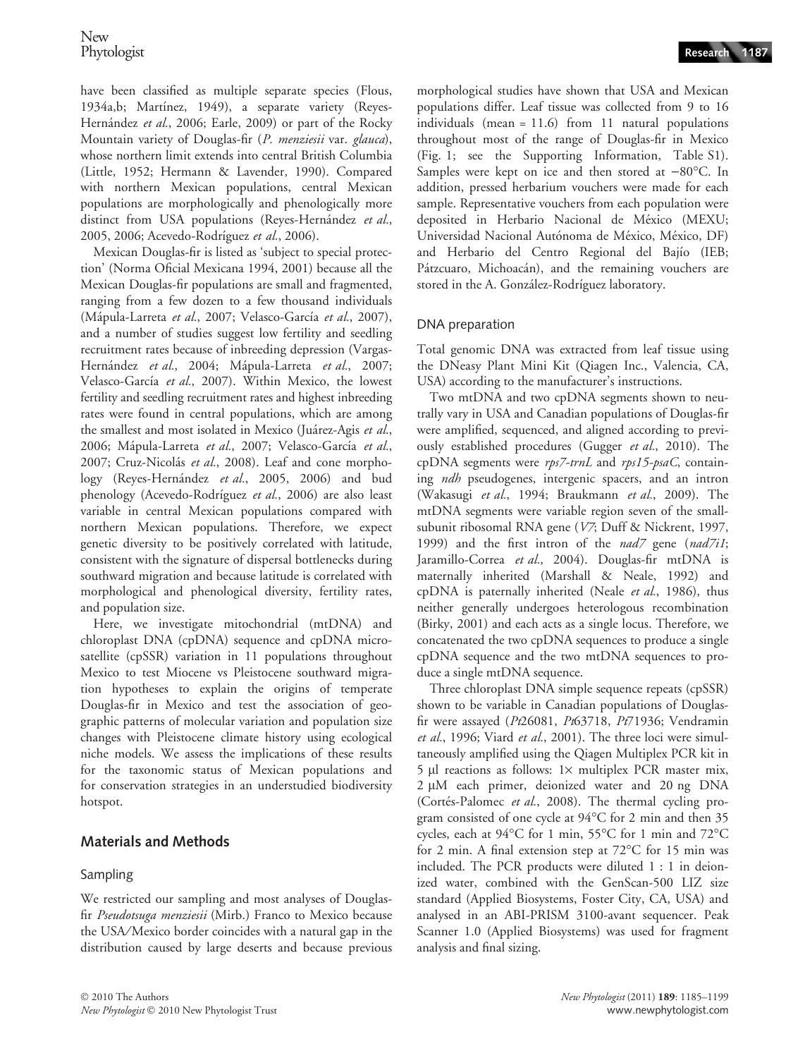have been classified as multiple separate species (Flous, 1934a,b; Martínez, 1949), a separate variety (Reyes-Hernández *et al.*, 2006; Earle, 2009) or part of the Rocky Mountain variety of Douglas-fir (*P. menziesii* var. *glauca*), whose northern limit extends into central British Columbia (Little, 1952; Hermann & Lavender, 1990). Compared with northern Mexican populations, central Mexican populations are morphologically and phenologically more distinct from USA populations (Reyes-Hernández *et al.*, 2005, 2006; Acevedo-Rodríguez *et al.*, 2006).

Mexican Douglas-fir is listed as 'subject to special protection' (Norma Oficial Mexicana 1994, 2001) because all the Mexican Douglas-fir populations are small and fragmented, ranging from a few dozen to a few thousand individuals (Mápula-Larreta *et al.*, 2007; Velasco-García *et al.*, 2007), and a number of studies suggest low fertility and seedling recruitment rates because of inbreeding depression (Vargas-Hernández *et al.*, 2004; Mápula-Larreta *et al.*, 2007; Velasco-García *et al.*, 2007). Within Mexico, the lowest fertility and seedling recruitment rates and highest inbreeding rates were found in central populations, which are among the smallest and most isolated in Mexico (Juárez-Agis *et al.*, 2006; Mápula-Larreta *et al.*, 2007; Velasco-García *et al.*, 2007; Cruz-Nicolás *et al.*, 2008). Leaf and cone morphology (Reyes-Hernández *et al.*, 2005, 2006) and bud phenology (Acevedo-Rodríguez *et al.*, 2006) are also least variable in central Mexican populations compared with northern Mexican populations. Therefore, we expect genetic diversity to be positively correlated with latitude, consistent with the signature of dispersal bottlenecks during southward migration and because latitude is correlated with morphological and phenological diversity, fertility rates, and population size.

Here, we investigate mitochondrial (mtDNA) and chloroplast DNA (cpDNA) sequence and cpDNA microsatellite (cpSSR) variation in 11 populations throughout Mexico to test Miocene vs Pleistocene southward migration hypotheses to explain the origins of temperate Douglas-fir in Mexico and test the association of geographic patterns of molecular variation and population size changes with Pleistocene climate history using ecological niche models. We assess the implications of these results for the taxonomic status of Mexican populations and for conservation strategies in an understudied biodiversity hotspot.

## Materials and Methods

### Sampling

We restricted our sampling and most analyses of Douglas-fir *Pseudotsuga menziesii* (Mirb.) Franco to Mexico because the USA/Mexico border coincides with a natural gap in the distribution caused by large deserts and because previous morphological studies have shown that USA and Mexican populations differ. Leaf tissue was collected from 9 to 16 individuals (mean = 11.6) from 11 natural populations throughout most of the range of Douglas-fir in Mexico (Fig. 1; see the Supporting Information, Table S1). Samples were kept on ice and then stored at −80°C. In addition, pressed herbarium vouchers were made for each sample. Representative vouchers from each population were deposited in Herbario Nacional de México (MEXU; Universidad Nacional Autónoma de México, México, DF) and Herbario del Centro Regional del Bajío (IEB; Pátzcuaro, Michoacán), and the remaining vouchers are stored in the A. González-Rodríguez laboratory.

### DNA preparation

Total genomic DNA was extracted from leaf tissue using the DNeasy Plant Mini Kit (Qiagen Inc., Valencia, CA, USA) according to the manufacturer's instructions.

Two mtDNA and two cpDNA segments shown to neutrally vary in USA and Canadian populations of Douglas-fir were amplified, sequenced, and aligned according to previously established procedures (Gugger *et al.*, 2010). The cpDNA segments were *rps7-trnL* and *rps15-psaC*, containing *ndh* pseudogenes, intergenic spacers, and an intron (Wakasugi *et al.*, 1994; Braukmann *et al.*, 2009). The mtDNA segments were variable region seven of the small-subunit ribosomal RNA gene (*V7*; Duff & Nickrent, 1997, 1999) and the first intron of the *nad7* gene (*nad7i1*; Jaramillo-Correa *et al.*, 2004). Douglas-fir mtDNA is maternally inherited (Marshall & Neale, 1992) and cpDNA is paternally inherited (Neale *et al.*, 1986), thus neither generally undergoes heterologous recombination (Birky, 2001) and each acts as a single locus. Therefore, we concatenated the two cpDNA sequences to produce a single cpDNA sequence and the two mtDNA sequences to produce a single mtDNA sequence.

Three chloroplast DNA simple sequence repeats (cpSSR) shown to be variable in Canadian populations of Douglas-fir were assayed (*Pt*26081, *Pt*63718, *Pt*71936; Vendramin *et al.*, 1996; Viard *et al.*, 2001). The three loci were simultaneously amplified using the Qiagen Multiplex PCR kit in 5 μl reactions as follows: 1× multiplex PCR master mix, 2 μM each primer, deionized water and 20 ng DNA (Cortés-Palomec *et al.*, 2008). The thermal cycling program consisted of one cycle at 94°C for 2 min and then 35 cycles, each at 94°C for 1 min, 55°C for 1 min and 72°C for 2 min. A final extension step at 72°C for 15 min was included. The PCR products were diluted 1 : 1 in deionized water, combined with the GenScan-500 LIZ size standard (Applied Biosystems, Foster City, CA, USA) and analysed in an ABI-PRISM 3100-avant sequencer. Peak Scanner 1.0 (Applied Biosystems) was used for fragment analysis and final sizing.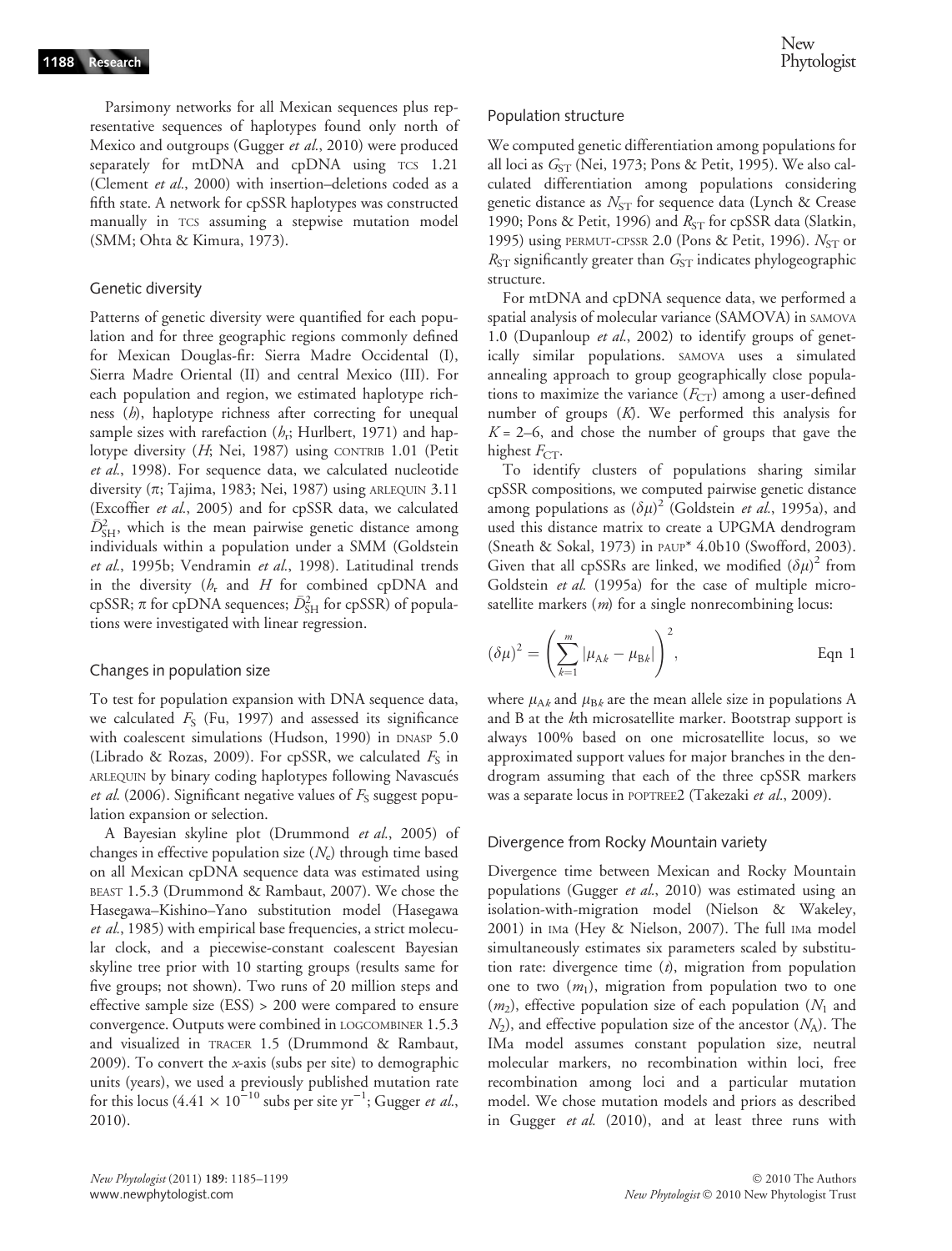Parsimony networks for all Mexican sequences plus representative sequences of haplotypes found only north of Mexico and outgroups (Gugger *et al.*, 2010) were produced separately for mtDNA and cpDNA using TCS 1.21 (Clement *et al.*, 2000) with insertion–deletions coded as a fifth state. A network for cpSSR haplotypes was constructed manually in TCS assuming a stepwise mutation model (SMM; Ohta & Kimura, 1973).

## Genetic diversity

Patterns of genetic diversity were quantified for each population and for three geographic regions commonly defined for Mexican Douglas-fir: Sierra Madre Occidental (I), Sierra Madre Oriental (II) and central Mexico (III). For each population and region, we estimated haplotype richness ($h$), haplotype richness after correcting for unequal sample sizes with rarefaction ($h_r$; Hurlbert, 1971) and haplotype diversity ($H$; Nei, 1987) using CONTRIB 1.01 (Petit *et al.*, 1998). For sequence data, we calculated nucleotide diversity ($\pi$; Tajima, 1983; Nei, 1987) using ARLEQUIN 3.11 (Excoffier *et al.*, 2005) and for cpSSR data, we calculated $\bar{D}^2_{SH}$, which is the mean pairwise genetic distance among individuals within a population under a SMM (Goldstein *et al.*, 1995b; Vendramin *et al.*, 1998). Latitudinal trends in the diversity ($h_r$ and $H$ for combined cpDNA and cpSSR; $\pi$ for cpDNA sequences; $\bar{D}^2_{SH}$ for cpSSR) of populations were investigated with linear regression.

## Changes in population size

To test for population expansion with DNA sequence data, we calculated $F_S$ (Fu, 1997) and assessed its significance with coalescent simulations (Hudson, 1990) in DNASP 5.0 (Librado & Rozas, 2009). For cpSSR, we calculated $F_S$ in ARLEQUIN by binary coding haplotypes following Navascués *et al.* (2006). Significant negative values of $F_S$ suggest population expansion or selection.

A Bayesian skyline plot (Drummond *et al.*, 2005) of changes in effective population size ($N_e$) through time based on all Mexican cpDNA sequence data was estimated using BEAST 1.5.3 (Drummond & Rambaut, 2007). We chose the Hasegawa–Kishino–Yano substitution model (Hasegawa *et al.*, 1985) with empirical base frequencies, a strict molecular clock, and a piecewise-constant coalescent Bayesian skyline tree prior with 10 starting groups (results same for five groups; not shown). Two runs of 20 million steps and effective sample size (ESS) > 200 were compared to ensure convergence. Outputs were combined in LOGCOMBINER 1.5.3 and visualized in TRACER 1.5 (Drummond & Rambaut, 2009). To convert the *x*-axis (subs per site) to demographic units (years), we used a previously published mutation rate for this locus ($4.41 \times 10^{-10}$ subs per site yr$^{-1}$; Gugger *et al.*, 2010).

## Population structure

We computed genetic differentiation among populations for all loci as $G_{ST}$ (Nei, 1973; Pons & Petit, 1995). We also calculated differentiation among populations considering genetic distance as $N_{ST}$ for sequence data (Lynch & Crease 1990; Pons & Petit, 1996) and $R_{ST}$ for cpSSR data (Slatkin, 1995) using PERMUT-CPSSR 2.0 (Pons & Petit, 1996). $N_{ST}$ or $R_{ST}$ significantly greater than $G_{ST}$ indicates phylogeographic structure.

For mtDNA and cpDNA sequence data, we performed a spatial analysis of molecular variance (SAMOVA) in SAMOVA 1.0 (Dupanloup *et al.*, 2002) to identify groups of genetically similar populations. SAMOVA uses a simulated annealing approach to group geographically close populations to maximize the variance ($F_{CT}$) among a user-defined number of groups ($K$). We performed this analysis for $K$ = 2–6, and chose the number of groups that gave the highest $F_{CT}$.

To identify clusters of populations sharing similar cpSSR compositions, we computed pairwise genetic distance among populations as $(\delta\mu)^2$ (Goldstein *et al.*, 1995a), and used this distance matrix to create a UPGMA dendrogram (Sneath & Sokal, 1973) in PAUP* 4.0b10 (Swofford, 2003). Given that all cpSSRs are linked, we modified $(\delta\mu)^2$ from Goldstein *et al.* (1995a) for the case of multiple microsatellite markers ($m$) for a single nonrecombining locus:

$$(\delta\mu)^2 = \left(\sum_{k=1}^{m} |\mu_{Ak} - \mu_{Bk}|\right)^2, \qquad \text{Eqn 1}$$

where $\mu_{Ak}$ and $\mu_{Bk}$ are the mean allele size in populations A and B at the $k$th microsatellite marker. Bootstrap support is always 100% based on one microsatellite locus, so we approximated support values for major branches in the dendrogram assuming that each of the three cpSSR markers was a separate locus in POPTREE2 (Takezaki *et al.*, 2009).

## Divergence from Rocky Mountain variety

Divergence time between Mexican and Rocky Mountain populations (Gugger *et al.*, 2010) was estimated using an isolation-with-migration model (Nielson & Wakeley, 2001) in IMa (Hey & Nielson, 2007). The full IMa model simultaneously estimates six parameters scaled by substitution rate: divergence time ($t$), migration from population one to two ($m_1$), migration from population two to one ($m_2$), effective population size of each population ($N_1$ and $N_2$), and effective population size of the ancestor ($N_A$). The IMa model assumes constant population size, neutral molecular markers, no recombination within loci, free recombination among loci and a particular mutation model. We chose mutation models and priors as described in Gugger *et al.* (2010), and at least three runs with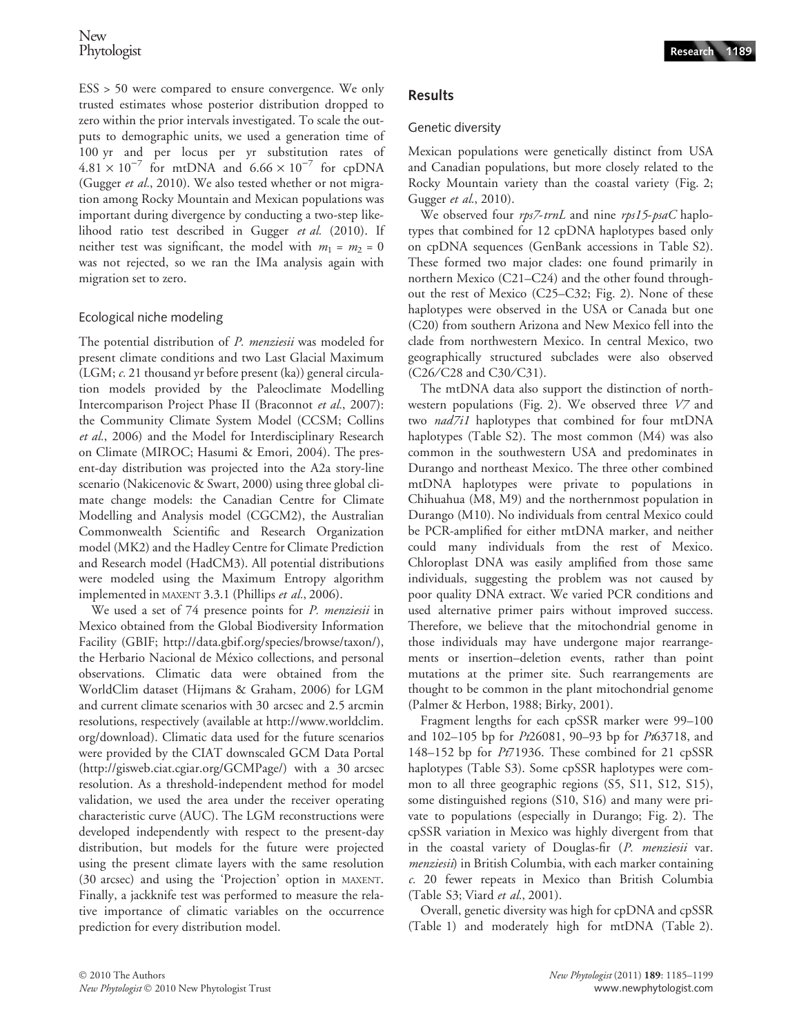ESS > 50 were compared to ensure convergence. We only trusted estimates whose posterior distribution dropped to zero within the prior intervals investigated. To scale the outputs to demographic units, we used a generation time of 100 yr and per locus per yr substitution rates of $4.81 \times 10^{-7}$ for mtDNA and $6.66 \times 10^{-7}$ for cpDNA (Gugger *et al.*, 2010). We also tested whether or not migration among Rocky Mountain and Mexican populations was important during divergence by conducting a two-step likelihood ratio test described in Gugger *et al.* (2010). If neither test was significant, the model with $m_1 = m_2 = 0$ was not rejected, so we ran the IMa analysis again with migration set to zero.

### Ecological niche modeling

The potential distribution of *P. menziesii* was modeled for present climate conditions and two Last Glacial Maximum (LGM; *c.* 21 thousand yr before present (ka)) general circulation models provided by the Paleoclimate Modelling Intercomparison Project Phase II (Braconnot *et al.*, 2007): the Community Climate System Model (CCSM; Collins *et al.*, 2006) and the Model for Interdisciplinary Research on Climate (MIROC; Hasumi & Emori, 2004). The present-day distribution was projected into the A2a story-line scenario (Nakicenovic & Swart, 2000) using three global climate change models: the Canadian Centre for Climate Modelling and Analysis model (CGCM2), the Australian Commonwealth Scientific and Research Organization model (MK2) and the Hadley Centre for Climate Prediction and Research model (HadCM3). All potential distributions were modeled using the Maximum Entropy algorithm implemented in MAXENT 3.3.1 (Phillips *et al.*, 2006).

We used a set of 74 presence points for *P. menziesii* in Mexico obtained from the Global Biodiversity Information Facility (GBIF; http://data.gbif.org/species/browse/taxon/), the Herbario Nacional de México collections, and personal observations. Climatic data were obtained from the WorldClim dataset (Hijmans & Graham, 2006) for LGM and current climate scenarios with 30 arcsec and 2.5 arcmin resolutions, respectively (available at http://www.worldclim.org/download). Climatic data used for the future scenarios were provided by the CIAT downscaled GCM Data Portal (http://gisweb.ciat.cgiar.org/GCMPage/) with a 30 arcsec resolution. As a threshold-independent method for model validation, we used the area under the receiver operating characteristic curve (AUC). The LGM reconstructions were developed independently with respect to the present-day distribution, but models for the future were projected using the present climate layers with the same resolution (30 arcsec) and using the 'Projection' option in MAXENT. Finally, a jackknife test was performed to measure the relative importance of climatic variables on the occurrence prediction for every distribution model.

## Results

### Genetic diversity

Mexican populations were genetically distinct from USA and Canadian populations, but more closely related to the Rocky Mountain variety than the coastal variety (Fig. 2; Gugger *et al.*, 2010).

We observed four *rps7-trnL* and nine *rps15-psaC* haplotypes that combined for 12 cpDNA haplotypes based only on cpDNA sequences (GenBank accessions in Table S2). These formed two major clades: one found primarily in northern Mexico (C21–C24) and the other found throughout the rest of Mexico (C25–C32; Fig. 2). None of these haplotypes were observed in the USA or Canada but one (C20) from southern Arizona and New Mexico fell into the clade from northwestern Mexico. In central Mexico, two geographically structured subclades were also observed (C26/C28 and C30/C31).

The mtDNA data also support the distinction of northwestern populations (Fig. 2). We observed three *V7* and two *nad7i1* haplotypes that combined for four mtDNA haplotypes (Table S2). The most common (M4) was also common in the southwestern USA and predominates in Durango and northeast Mexico. The three other combined mtDNA haplotypes were private to populations in Chihuahua (M8, M9) and the northernmost population in Durango (M10). No individuals from central Mexico could be PCR-amplified for either mtDNA marker, and neither could many individuals from the rest of Mexico. Chloroplast DNA was easily amplified from those same individuals, suggesting the problem was not caused by poor quality DNA extract. We varied PCR conditions and used alternative primer pairs without improved success. Therefore, we believe that the mitochondrial genome in those individuals may have undergone major rearrangements or insertion–deletion events, rather than point mutations at the primer site. Such rearrangements are thought to be common in the plant mitochondrial genome (Palmer & Herbon, 1988; Birky, 2001).

Fragment lengths for each cpSSR marker were 99–100 and 102–105 bp for *Pt*26081, 90–93 bp for *Pt*63718, and 148–152 bp for *Pt*71936. These combined for 21 cpSSR haplotypes (Table S3). Some cpSSR haplotypes were common to all three geographic regions (S5, S11, S12, S15), some distinguished regions (S10, S16) and many were private to populations (especially in Durango; Fig. 2). The cpSSR variation in Mexico was highly divergent from that in the coastal variety of Douglas-fir (*P. menziesii* var. *menziesii*) in British Columbia, with each marker containing *c.* 20 fewer repeats in Mexico than British Columbia (Table S3; Viard *et al.*, 2001).

Overall, genetic diversity was high for cpDNA and cpSSR (Table 1) and moderately high for mtDNA (Table 2).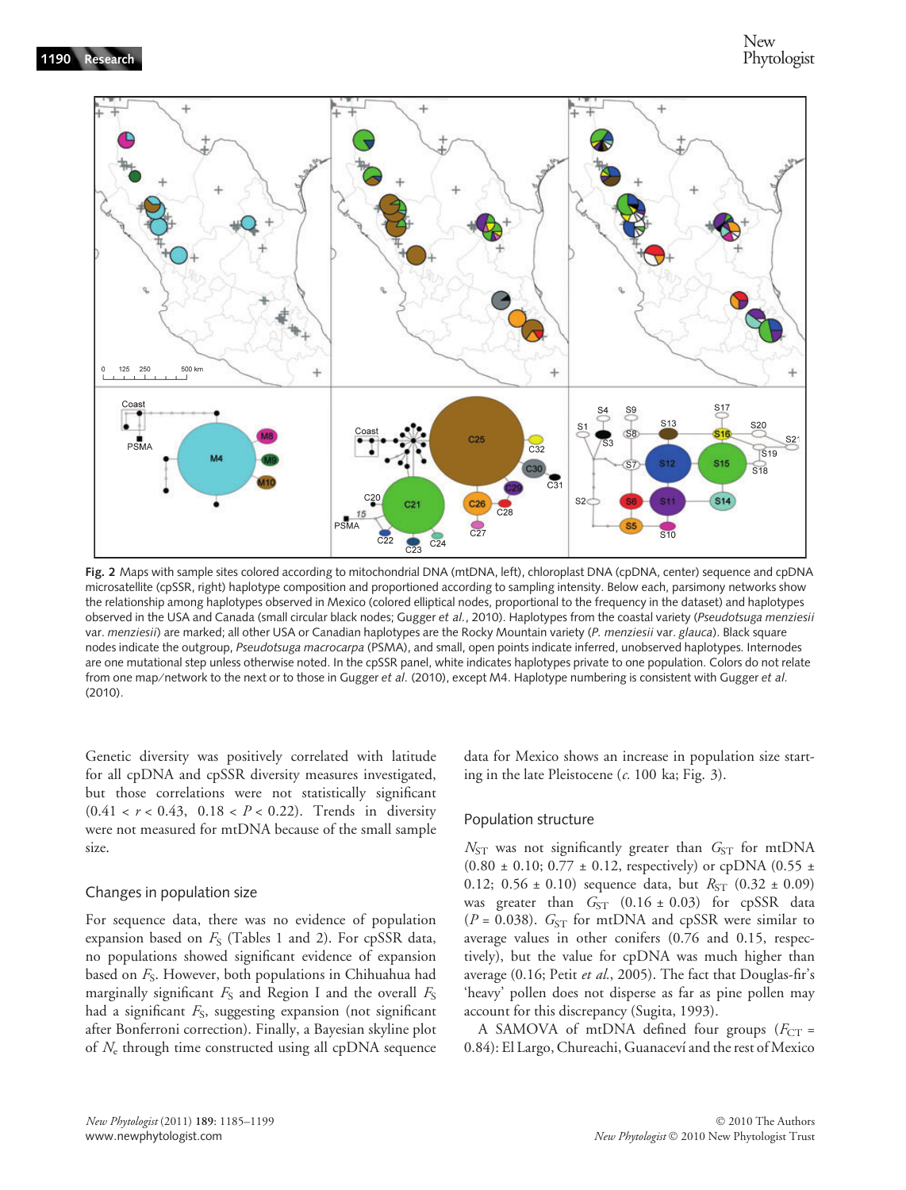Fig. 2 Maps with sample sites colored according to mitochondrial DNA (mtDNA, left), chloroplast DNA (cpDNA, center) sequence and cpDNA microsatellite (cpSSR, right) haplotype composition and proportioned according to sampling intensity. Below each, parsimony networks show the relationship among haplotypes observed in Mexico (colored elliptical nodes, proportional to the frequency in the dataset) and haplotypes observed in the USA and Canada (small circular black nodes; Gugger *et al.*, 2010). Haplotypes from the coastal variety (*Pseudotsuga menziesii* var. *menziesii*) are marked; all other USA or Canadian haplotypes are the Rocky Mountain variety (*P. menziesii* var. *glauca*). Black square nodes indicate the outgroup, *Pseudotsuga macrocarpa* (PSMA), and small, open points indicate inferred, unobserved haplotypes. Internodes are one mutational step unless otherwise noted. In the cpSSR panel, white indicates haplotypes private to one population. Colors do not relate from one map/network to the next or to those in Gugger *et al.* (2010), except M4. Haplotype numbering is consistent with Gugger *et al.* (2010).

Genetic diversity was positively correlated with latitude for all cpDNA and cpSSR diversity measures investigated, but those correlations were not statistically significant ($0.41 < r < 0.43$, $0.18 < P < 0.22$). Trends in diversity were not measured for mtDNA because of the small sample size.

## Changes in population size

For sequence data, there was no evidence of population expansion based on $F_S$ (Tables 1 and 2). For cpSSR data, no populations showed significant evidence of expansion based on $F_S$. However, both populations in Chihuahua had marginally significant $F_S$ and Region I and the overall $F_S$ had a significant $F_S$, suggesting expansion (not significant after Bonferroni correction). Finally, a Bayesian skyline plot of $N_e$ through time constructed using all cpDNA sequence data for Mexico shows an increase in population size starting in the late Pleistocene (*c.* 100 ka; Fig. 3).

## Population structure

$N_{ST}$ was not significantly greater than $G_{ST}$ for mtDNA (0.80 ± 0.10; 0.77 ± 0.12, respectively) or cpDNA (0.55 ± 0.12; 0.56 ± 0.10) sequence data, but $R_{ST}$ (0.32 ± 0.09) was greater than $G_{ST}$ (0.16 ± 0.03) for cpSSR data ($P = 0.038$). $G_{ST}$ for mtDNA and cpSSR were similar to average values in other conifers (0.76 and 0.15, respectively), but the value for cpDNA was much higher than average (0.16; Petit *et al.*, 2005). The fact that Douglas-fir's 'heavy' pollen does not disperse as far as pine pollen may account for this discrepancy (Sugita, 1993).

A SAMOVA of mtDNA defined four groups ($F_{CT}$ = 0.84): El Largo, Chureachi, Guanaceví and the rest of Mexico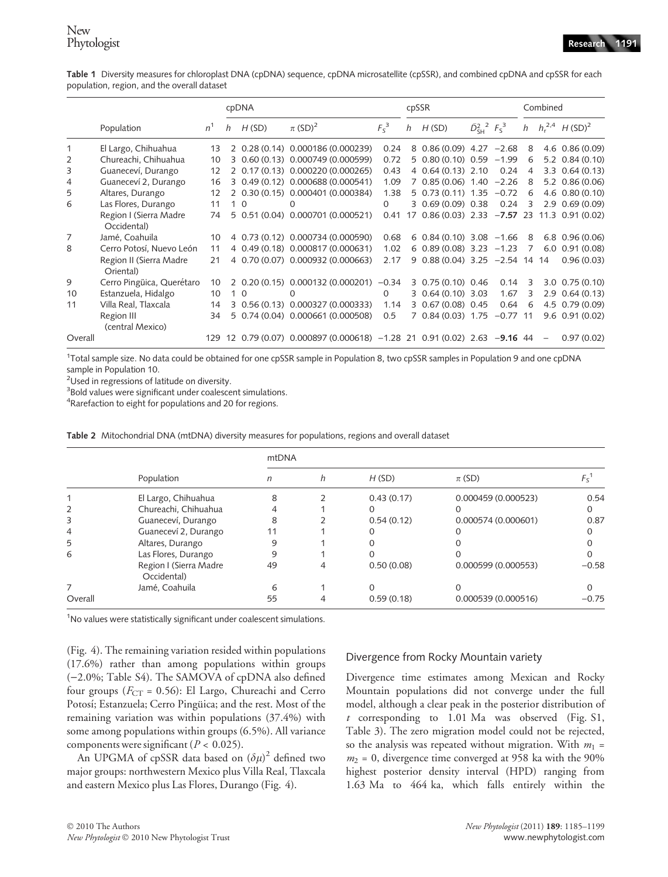**Table 1** Diversity measures for chloroplast DNA (cpDNA) sequence, cpDNA microsatellite (cpSSR), and combined cpDNA and cpSSR for each population, region, and the overall dataset

| | Population | $n$[1] | cpDNA | | | | cpSSR | | | | Combined | | |
|---|---|---|---|---|---|---|---|---|---|---|---|---|---|
| | | | $h$ | $H$ (SD) | $\pi$ (SD)[2] | $F_S$[3] | $h$ | $H$ (SD) | $\bar{D}^2_{SH}$[2] | $F_S$[3] | $h$ | $h_r$[2,4] | $H$ (SD)[2] |
| 1 | El Largo, Chihuahua | 13 | 2 | 0.28 (0.14) | 0.000186 (0.000239) | 0.24 | 8 | 0.86 (0.09) | 4.27 | −2.68 | 8 | 4.6 | 0.86 (0.09) |
| 2 | Chureachi, Chihuahua | 10 | 3 | 0.60 (0.13) | 0.000749 (0.000599) | 0.72 | 5 | 0.80 (0.10) | 0.59 | −1.99 | 6 | 5.2 | 0.84 (0.10) |
| 3 | Guanecevi, Durango | 12 | 2 | 0.17 (0.13) | 0.000220 (0.000265) | 0.43 | 4 | 0.64 (0.13) | 2.10 | 0.24 | 4 | 3.3 | 0.64 (0.13) |
| 4 | Guanecevi 2, Durango | 16 | 3 | 0.49 (0.12) | 0.000688 (0.000541) | 1.09 | 7 | 0.85 (0.06) | 1.40 | −2.26 | 8 | 5.2 | 0.86 (0.06) |
| 5 | Altares, Durango | 12 | 2 | 0.30 (0.15) | 0.000401 (0.000384) | 1.38 | 5 | 0.73 (0.11) | 1.35 | −0.72 | 6 | 4.6 | 0.80 (0.10) |
| 6 | Las Flores, Durango | 11 | 1 | 0 | 0 | 0 | 3 | 0.69 (0.09) | 0.38 | 0.24 | 3 | 2.9 | 0.69 (0.09) |
| | Region I (Sierra Madre Occidental) | 74 | 5 | 0.51 (0.04) | 0.000701 (0.000521) | 0.41 | 17 | 0.86 (0.03) | 2.33 | **−7.57** | 23 | 11.3 | 0.91 (0.02) |
| 7 | Jamé, Coahuila | 10 | 4 | 0.73 (0.12) | 0.000734 (0.000590) | 0.68 | 6 | 0.84 (0.10) | 3.08 | −1.66 | 8 | 6.8 | 0.96 (0.06) |
| 8 | Cerro Potosí, Nuevo León | 11 | 4 | 0.49 (0.18) | 0.000817 (0.000631) | 1.02 | 6 | 0.89 (0.08) | 3.23 | −1.23 | 7 | 6.0 | 0.91 (0.08) |
| | Region II (Sierra Madre Oriental) | 21 | 4 | 0.70 (0.07) | 0.000932 (0.000663) | 2.17 | 9 | 0.88 (0.04) | 3.25 | −2.54 | 14 | 14 | 0.96 (0.03) |
| 9 | Cerro Pingüica, Querétaro | 10 | 2 | 0.20 (0.15) | 0.000132 (0.000201) | −0.34 | 3 | 0.75 (0.10) | 0.46 | 0.14 | 3 | 3.0 | 0.75 (0.10) |
| 10 | Estanzuela, Hidalgo | 10 | 1 | 0 | 0 | 0 | 3 | 0.64 (0.10) | 3.03 | 1.67 | 3 | 2.9 | 0.64 (0.13) |
| 11 | Villa Real, Tlaxcala | 14 | 3 | 0.56 (0.13) | 0.000327 (0.000333) | 1.14 | 3 | 0.67 (0.08) | 0.45 | 0.64 | 6 | 4.5 | 0.79 (0.09) |
| | Region III (central Mexico) | 34 | 5 | 0.74 (0.04) | 0.000661 (0.000508) | 0.5 | 7 | 0.84 (0.03) | 1.75 | −0.77 | 11 | 9.6 | 0.91 (0.02) |
| Overall | | 129 | 12 | 0.79 (0.07) | 0.000897 (0.000618) | −1.28 | 21 | 0.91 (0.02) | 2.63 | **−9.16** | 44 | – | 0.97 (0.02) |

[1]Total sample size. No data could be obtained for one cpSSR sample in Population 8, two cpSSR samples in Population 9 and one cpDNA sample in Population 10.
[2]Used in regressions of latitude on diversity.
[3]Bold values were significant under coalescent simulations.
[4]Rarefaction to eight for populations and 20 for regions.

**Table 2** Mitochondrial DNA (mtDNA) diversity measures for populations, regions and overall dataset

| | Population | mtDNA | | | | |
|---|---|---|---|---|---|---|
| | | $n$ | $h$ | $H$ (SD) | $\pi$ (SD) | $F_S$[1] |
| 1 | El Largo, Chihuahua | 8 | 2 | 0.43 (0.17) | 0.000459 (0.000523) | 0.54 |
| 2 | Chureachi, Chihuahua | 4 | 1 | 0 | 0 | 0 |
| 3 | Guanecevi, Durango | 8 | 2 | 0.54 (0.12) | 0.000574 (0.000601) | 0.87 |
| 4 | Guanecevi 2, Durango | 11 | 1 | 0 | 0 | 0 |
| 5 | Altares, Durango | 9 | 1 | 0 | 0 | 0 |
| 6 | Las Flores, Durango | 9 | 1 | 0 | 0 | 0 |
| | Region I (Sierra Madre Occidental) | 49 | 4 | 0.50 (0.08) | 0.000599 (0.000553) | −0.58 |
| 7 | Jamé, Coahuila | 6 | 1 | 0 | 0 | 0 |
| Overall | | 55 | 4 | 0.59 (0.18) | 0.000539 (0.000516) | −0.75 |

[1]No values were statistically significant under coalescent simulations.

(Fig. 4). The remaining variation resided within populations (17.6%) rather than among populations within groups (−2.0%; Table S4). The SAMOVA of cpDNA also defined four groups ($F_{CT}$ = 0.56): El Largo, Chureachi and Cerro Potosí; Estanzuela; Cerro Pingüica; and the rest. Most of the remaining variation was within populations (37.4%) with some among populations within groups (6.5%). All variance components were significant ($P < 0.025$).

An UPGMA of cpSSR data based on $(\delta\mu)^2$ defined two major groups: northwestern Mexico plus Villa Real, Tlaxcala and eastern Mexico plus Las Flores, Durango (Fig. 4).

### Divergence from Rocky Mountain variety

Divergence time estimates among Mexican and Rocky Mountain populations did not converge under the full model, although a clear peak in the posterior distribution of $t$ corresponding to 1.01 Ma was observed (Fig. S1, Table 3). The zero migration model could not be rejected, so the analysis was repeated without migration. With $m_1$ = $m_2$ = 0, divergence time converged at 958 ka with the 90% highest posterior density interval (HPD) ranging from 1.63 Ma to 464 ka, which falls entirely within the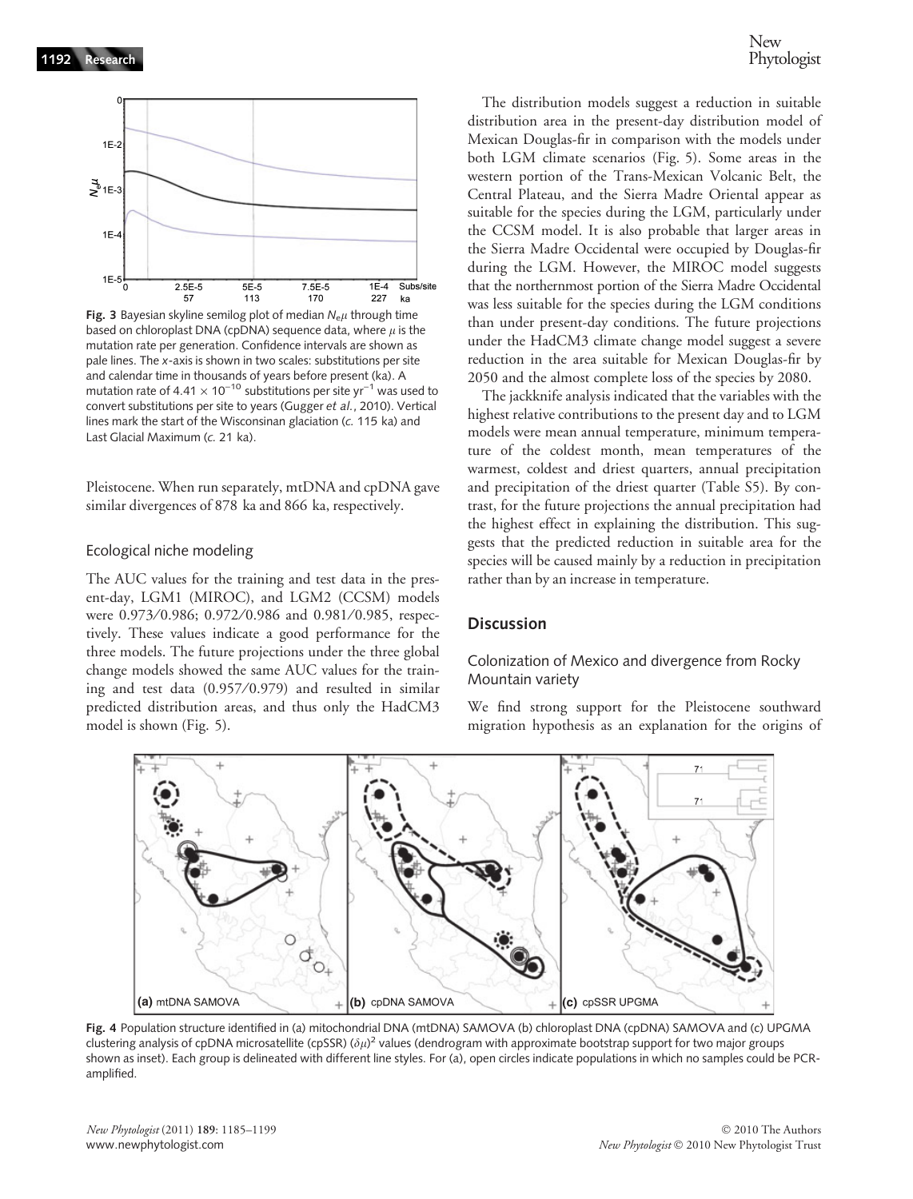Fig. 3 Bayesian skyline semilog plot of median $N_e\mu$ through time based on chloroplast DNA (cpDNA) sequence data, where $\mu$ is the mutation rate per generation. Confidence intervals are shown as pale lines. The *x*-axis is shown in two scales: substitutions per site and calendar time in thousands of years before present (ka). A mutation rate of $4.41 \times 10^{-10}$ substitutions per site $yr^{-1}$ was used to convert substitutions per site to years (Gugger *et al.*, 2010). Vertical lines mark the start of the Wisconsinan glaciation (*c.* 115 ka) and Last Glacial Maximum (*c.* 21 ka).

Pleistocene. When run separately, mtDNA and cpDNA gave similar divergences of 878 ka and 866 ka, respectively.

### Ecological niche modeling

The AUC values for the training and test data in the present-day, LGM1 (MIROC), and LGM2 (CCSM) models were 0.973/0.986; 0.972/0.986 and 0.981/0.985, respectively. These values indicate a good performance for the three models. The future projections under the three global change models showed the same AUC values for the training and test data (0.957/0.979) and resulted in similar predicted distribution areas, and thus only the HadCM3 model is shown (Fig. 5).

The distribution models suggest a reduction in suitable distribution area in the present-day distribution model of Mexican Douglas-fir in comparison with the models under both LGM climate scenarios (Fig. 5). Some areas in the western portion of the Trans-Mexican Volcanic Belt, the Central Plateau, and the Sierra Madre Oriental appear as suitable for the species during the LGM, particularly under the CCSM model. It is also probable that larger areas in the Sierra Madre Occidental were occupied by Douglas-fir during the LGM. However, the MIROC model suggests that the northernmost portion of the Sierra Madre Occidental was less suitable for the species during the LGM conditions than under present-day conditions. The future projections under the HadCM3 climate change model suggest a severe reduction in the area suitable for Mexican Douglas-fir by 2050 and the almost complete loss of the species by 2080.

The jackknife analysis indicated that the variables with the highest relative contributions to the present day and to LGM models were mean annual temperature, minimum temperature of the coldest month, mean temperatures of the warmest, coldest and driest quarters, annual precipitation and precipitation of the driest quarter (Table S5). By contrast, for the future projections the annual precipitation had the highest effect in explaining the distribution. This suggests that the predicted reduction in suitable area for the species will be caused mainly by a reduction in precipitation rather than by an increase in temperature.

## Discussion

### Colonization of Mexico and divergence from Rocky Mountain variety

We find strong support for the Pleistocene southward migration hypothesis as an explanation for the origins of

Fig. 4 Population structure identified in (a) mitochondrial DNA (mtDNA) SAMOVA (b) chloroplast DNA (cpDNA) SAMOVA and (c) UPGMA clustering analysis of cpDNA microsatellite (cpSSR) $(\delta\mu)^2$ values (dendrogram with approximate bootstrap support for two major groups shown as inset). Each group is delineated with different line styles. For (a), open circles indicate populations in which no samples could be PCR-amplified.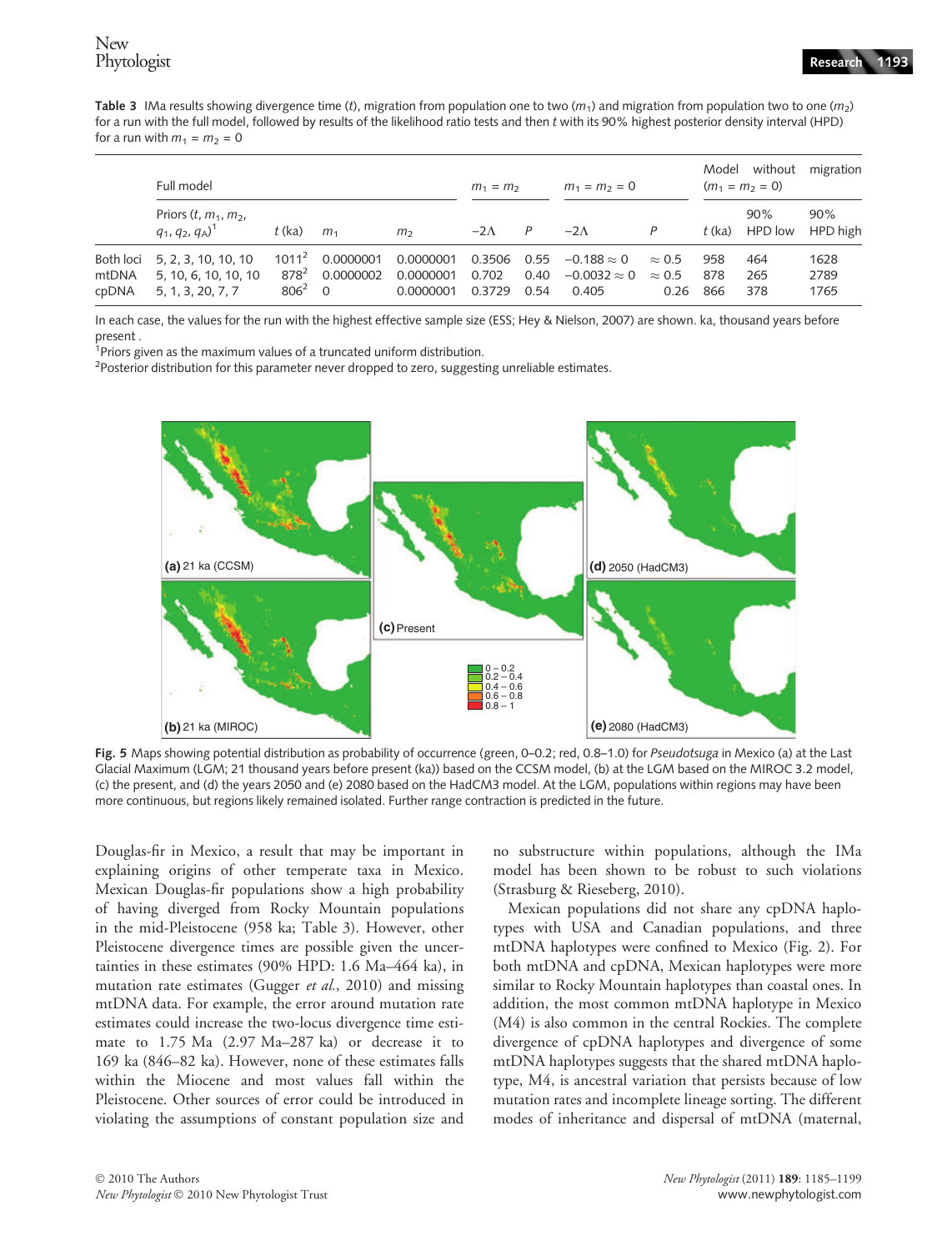**Table 3** IMa results showing divergence time ($t$), migration from population one to two ($m_1$) and migration from population two to one ($m_2$) for a run with the full model, followed by results of the likelihood ratio tests and then $t$ with its 90% highest posterior density interval (HPD) for a run with $m_1 = m_2 = 0$

| | Full model | | | | $m_1 = m_2$ | | $m_1 = m_2 = 0$ | | Model without migration ($m_1 = m_2 = 0$) | | |
|---|---|---|---|---|---|---|---|---|---|---|---|
| | Priors ($t$, $m_1$, $m_2$, $q_1$, $q_2$, $q_A$)[1] | $t$ (ka) | $m_1$ | $m_2$ | $-2\Lambda$ | $P$ | $-2\Lambda$ | $P$ | $t$ (ka) | 90% HPD low | 90% HPD high |
| Both loci | 5, 2, 3, 10, 10, 10 | 1011[2] | 0.0000001 | 0.0000001 | 0.3506 | 0.55 | $-0.188 \approx 0$ | $\approx 0.5$ | 958 | 464 | 1628 |
| mtDNA | 5, 10, 6, 10, 10, 10 | 878[2] | 0.0000002 | 0.0000001 | 0.702 | 0.40 | $-0.0032 \approx 0$ | $\approx 0.5$ | 878 | 265 | 2789 |
| cpDNA | 5, 1, 3, 20, 7, 7 | 806[2] | 0 | 0.0000001 | 0.3729 | 0.54 | 0.405 | 0.26 | 866 | 378 | 1765 |

In each case, the values for the run with the highest effective sample size (ESS; Hey & Nielson, 2007) are shown. ka, thousand years before present .
[1]Priors given as the maximum values of a truncated uniform distribution.
[2]Posterior distribution for this parameter never dropped to zero, suggesting unreliable estimates.

**Fig. 5** Maps showing potential distribution as probability of occurrence (green, 0–0.2; red, 0.8–1.0) for *Pseudotsuga* in Mexico (a) at the Last Glacial Maximum (LGM; 21 thousand years before present (ka)) based on the CCSM model, (b) at the LGM based on the MIROC 3.2 model, (c) the present, and (d) the years 2050 and (e) 2080 based on the HadCM3 model. At the LGM, populations within regions may have been more continuous, but regions likely remained isolated. Further range contraction is predicted in the future.

Douglas-fir in Mexico, a result that may be important in explaining origins of other temperate taxa in Mexico. Mexican Douglas-fir populations show a high probability of having diverged from Rocky Mountain populations in the mid-Pleistocene (958 ka; Table 3). However, other Pleistocene divergence times are possible given the uncertainties in these estimates (90% HPD: 1.6 Ma–464 ka), in mutation rate estimates (Gugger *et al.*, 2010) and missing mtDNA data. For example, the error around mutation rate estimates could increase the two-locus divergence time estimate to 1.75 Ma (2.97 Ma–287 ka) or decrease it to 169 ka (846–82 ka). However, none of these estimates falls within the Miocene and most values fall within the Pleistocene. Other sources of error could be introduced in violating the assumptions of constant population size and no substructure within populations, although the IMa model has been shown to be robust to such violations (Strasburg & Rieseberg, 2010).

Mexican populations did not share any cpDNA haplotypes with USA and Canadian populations, and three mtDNA haplotypes were confined to Mexico (Fig. 2). For both mtDNA and cpDNA, Mexican haplotypes were more similar to Rocky Mountain haplotypes than coastal ones. In addition, the most common mtDNA haplotype in Mexico (M4) is also common in the central Rockies. The complete divergence of cpDNA haplotypes and divergence of some mtDNA haplotypes suggests that the shared mtDNA haplotype, M4, is ancestral variation that persists because of low mutation rates and incomplete lineage sorting. The different modes of inheritance and dispersal of mtDNA (maternal,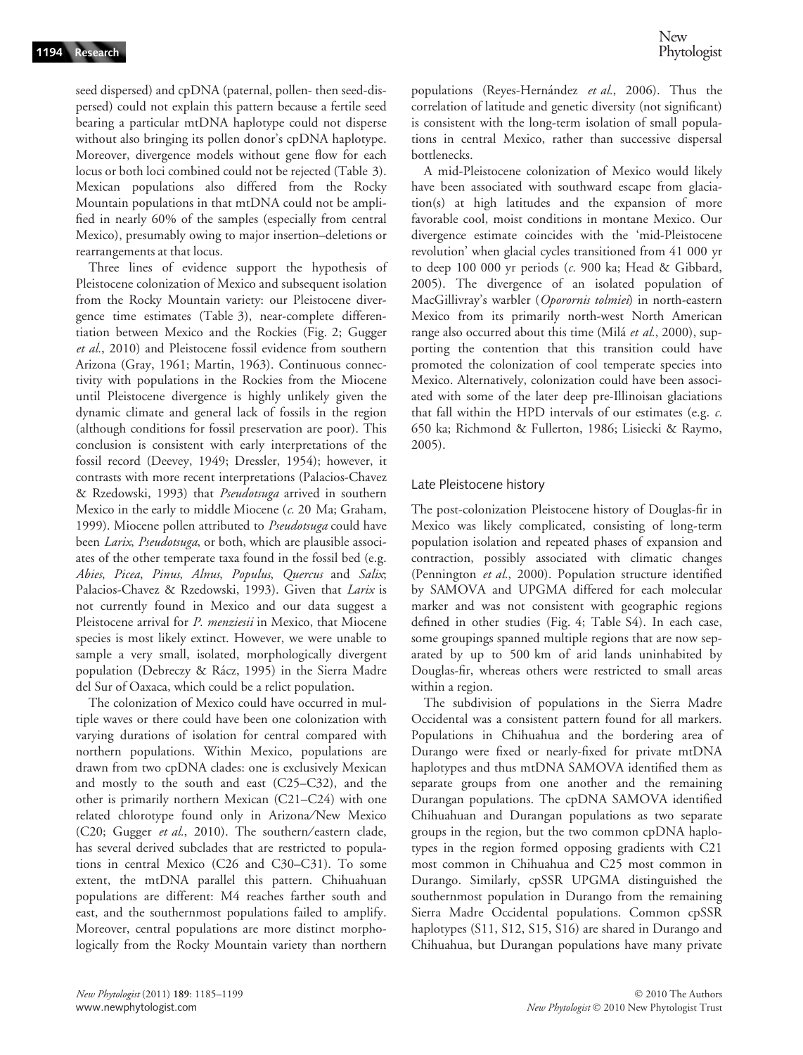seed dispersed) and cpDNA (paternal, pollen- then seed-dispersed) could not explain this pattern because a fertile seed bearing a particular mtDNA haplotype could not disperse without also bringing its pollen donor's cpDNA haplotype. Moreover, divergence models without gene flow for each locus or both loci combined could not be rejected (Table 3). Mexican populations also differed from the Rocky Mountain populations in that mtDNA could not be amplified in nearly 60% of the samples (especially from central Mexico), presumably owing to major insertion–deletions or rearrangements at that locus.

Three lines of evidence support the hypothesis of Pleistocene colonization of Mexico and subsequent isolation from the Rocky Mountain variety: our Pleistocene divergence time estimates (Table 3), near-complete differentiation between Mexico and the Rockies (Fig. 2; Gugger *et al.*, 2010) and Pleistocene fossil evidence from southern Arizona (Gray, 1961; Martin, 1963). Continuous connectivity with populations in the Rockies from the Miocene until Pleistocene divergence is highly unlikely given the dynamic climate and general lack of fossils in the region (although conditions for fossil preservation are poor). This conclusion is consistent with early interpretations of the fossil record (Deevey, 1949; Dressler, 1954); however, it contrasts with more recent interpretations (Palacios-Chavez & Rzedowski, 1993) that *Pseudotsuga* arrived in southern Mexico in the early to middle Miocene (*c.* 20 Ma; Graham, 1999). Miocene pollen attributed to *Pseudotsuga* could have been *Larix*, *Pseudotsuga*, or both, which are plausible associates of the other temperate taxa found in the fossil bed (e.g. *Abies*, *Picea*, *Pinus*, *Alnus*, *Populus*, *Quercus* and *Salix*; Palacios-Chavez & Rzedowski, 1993). Given that *Larix* is not currently found in Mexico and our data suggest a Pleistocene arrival for *P. menziesii* in Mexico, that Miocene species is most likely extinct. However, we were unable to sample a very small, isolated, morphologically divergent population (Debreczy & Rácz, 1995) in the Sierra Madre del Sur of Oaxaca, which could be a relict population.

The colonization of Mexico could have occurred in multiple waves or there could have been one colonization with varying durations of isolation for central compared with northern populations. Within Mexico, populations are drawn from two cpDNA clades: one is exclusively Mexican and mostly to the south and east (C25–C32), and the other is primarily northern Mexican (C21–C24) with one related chlorotype found only in Arizona/New Mexico (C20; Gugger *et al.*, 2010). The southern/eastern clade, has several derived subclades that are restricted to populations in central Mexico (C26 and C30–C31). To some extent, the mtDNA parallel this pattern. Chihuahuan populations are different: M4 reaches farther south and east, and the southernmost populations failed to amplify. Moreover, central populations are more distinct morphologically from the Rocky Mountain variety than northern populations (Reyes-Hernández *et al.*, 2006). Thus the correlation of latitude and genetic diversity (not significant) is consistent with the long-term isolation of small populations in central Mexico, rather than successive dispersal bottlenecks.

A mid-Pleistocene colonization of Mexico would likely have been associated with southward escape from glaciation(s) at high latitudes and the expansion of more favorable cool, moist conditions in montane Mexico. Our divergence estimate coincides with the 'mid-Pleistocene revolution' when glacial cycles transitioned from 41 000 yr to deep 100 000 yr periods (*c.* 900 ka; Head & Gibbard, 2005). The divergence of an isolated population of MacGillivray's warbler (*Oporornis tolmiei*) in north-eastern Mexico from its primarily north-west North American range also occurred about this time (Milá *et al.*, 2000), supporting the contention that this transition could have promoted the colonization of cool temperate species into Mexico. Alternatively, colonization could have been associated with some of the later deep pre-Illinoisan glaciations that fall within the HPD intervals of our estimates (e.g. *c.* 650 ka; Richmond & Fullerton, 1986; Lisiecki & Raymo, 2005).

## Late Pleistocene history

The post-colonization Pleistocene history of Douglas-fir in Mexico was likely complicated, consisting of long-term population isolation and repeated phases of expansion and contraction, possibly associated with climatic changes (Pennington *et al.*, 2000). Population structure identified by SAMOVA and UPGMA differed for each molecular marker and was not consistent with geographic regions defined in other studies (Fig. 4; Table S4). In each case, some groupings spanned multiple regions that are now separated by up to 500 km of arid lands uninhabited by Douglas-fir, whereas others were restricted to small areas within a region.

The subdivision of populations in the Sierra Madre Occidental was a consistent pattern found for all markers. Populations in Chihuahua and the bordering area of Durango were fixed or nearly-fixed for private mtDNA haplotypes and thus mtDNA SAMOVA identified them as separate groups from one another and the remaining Durangan populations. The cpDNA SAMOVA identified Chihuahuan and Durangan populations as two separate groups in the region, but the two common cpDNA haplotypes in the region formed opposing gradients with C21 most common in Chihuahua and C25 most common in Durango. Similarly, cpSSR UPGMA distinguished the southernmost population in Durango from the remaining Sierra Madre Occidental populations. Common cpSSR haplotypes (S11, S12, S15, S16) are shared in Durango and Chihuahua, but Durangan populations have many private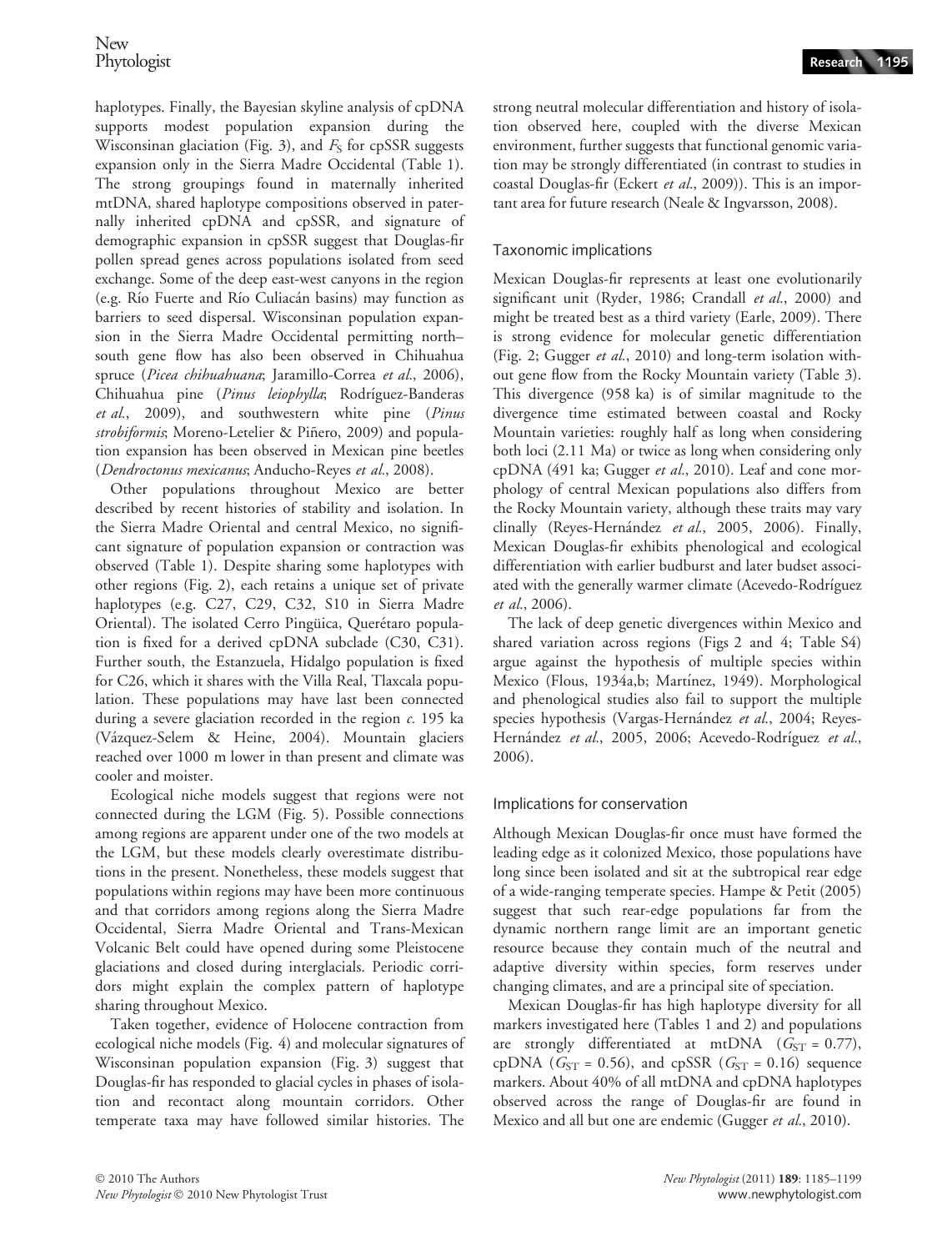haplotypes. Finally, the Bayesian skyline analysis of cpDNA supports modest population expansion during the Wisconsinan glaciation (Fig. 3), and $F_S$ for cpSSR suggests expansion only in the Sierra Madre Occidental (Table 1). The strong groupings found in maternally inherited mtDNA, shared haplotype compositions observed in paternally inherited cpDNA and cpSSR, and signature of demographic expansion in cpSSR suggest that Douglas-fir pollen spread genes across populations isolated from seed exchange. Some of the deep east-west canyons in the region (e.g. Río Fuerte and Río Culiacán basins) may function as barriers to seed dispersal. Wisconsinan population expansion in the Sierra Madre Occidental permitting north–south gene flow has also been observed in Chihuahua spruce (*Picea chihuahuana*; Jaramillo-Correa *et al.*, 2006), Chihuahua pine (*Pinus leiophylla*; Rodríguez-Banderas *et al.*, 2009), and southwestern white pine (*Pinus strobiformis*; Moreno-Letelier & Piñero, 2009) and population expansion has been observed in Mexican pine beetles (*Dendroctonus mexicanus*; Anducho-Reyes *et al.*, 2008).

Other populations throughout Mexico are better described by recent histories of stability and isolation. In the Sierra Madre Oriental and central Mexico, no significant signature of population expansion or contraction was observed (Table 1). Despite sharing some haplotypes with other regions (Fig. 2), each retains a unique set of private haplotypes (e.g. C27, C29, C32, S10 in Sierra Madre Oriental). The isolated Cerro Pingüica, Querétaro population is fixed for a derived cpDNA subclade (C30, C31). Further south, the Estanzuela, Hidalgo population is fixed for C26, which it shares with the Villa Real, Tlaxcala population. These populations may have last been connected during a severe glaciation recorded in the region *c.* 195 ka (Vázquez-Selem & Heine, 2004). Mountain glaciers reached over 1000 m lower in than present and climate was cooler and moister.

Ecological niche models suggest that regions were not connected during the LGM (Fig. 5). Possible connections among regions are apparent under one of the two models at the LGM, but these models clearly overestimate distributions in the present. Nonetheless, these models suggest that populations within regions may have been more continuous and that corridors among regions along the Sierra Madre Occidental, Sierra Madre Oriental and Trans-Mexican Volcanic Belt could have opened during some Pleistocene glaciations and closed during interglacials. Periodic corridors might explain the complex pattern of haplotype sharing throughout Mexico.

Taken together, evidence of Holocene contraction from ecological niche models (Fig. 4) and molecular signatures of Wisconsinan population expansion (Fig. 3) suggest that Douglas-fir has responded to glacial cycles in phases of isolation and recontact along mountain corridors. Other temperate taxa may have followed similar histories. The strong neutral molecular differentiation and history of isolation observed here, coupled with the diverse Mexican environment, further suggests that functional genomic variation may be strongly differentiated (in contrast to studies in coastal Douglas-fir (Eckert *et al.*, 2009)). This is an important area for future research (Neale & Ingvarsson, 2008).

## Taxonomic implications

Mexican Douglas-fir represents at least one evolutionarily significant unit (Ryder, 1986; Crandall *et al.*, 2000) and might be treated best as a third variety (Earle, 2009). There is strong evidence for molecular genetic differentiation (Fig. 2; Gugger *et al.*, 2010) and long-term isolation without gene flow from the Rocky Mountain variety (Table 3). This divergence (958 ka) is of similar magnitude to the divergence time estimated between coastal and Rocky Mountain varieties: roughly half as long when considering both loci (2.11 Ma) or twice as long when considering only cpDNA (491 ka; Gugger *et al.*, 2010). Leaf and cone morphology of central Mexican populations also differs from the Rocky Mountain variety, although these traits may vary clinally (Reyes-Hernández *et al.*, 2005, 2006). Finally, Mexican Douglas-fir exhibits phenological and ecological differentiation with earlier budburst and later budset associated with the generally warmer climate (Acevedo-Rodríguez *et al.*, 2006).

The lack of deep genetic divergences within Mexico and shared variation across regions (Figs 2 and 4; Table S4) argue against the hypothesis of multiple species within Mexico (Flous, 1934a,b; Martínez, 1949). Morphological and phenological studies also fail to support the multiple species hypothesis (Vargas-Hernández *et al.*, 2004; Reyes-Hernández *et al.*, 2005, 2006; Acevedo-Rodríguez *et al.*, 2006).

## Implications for conservation

Although Mexican Douglas-fir once must have formed the leading edge as it colonized Mexico, those populations have long since been isolated and sit at the subtropical rear edge of a wide-ranging temperate species. Hampe & Petit (2005) suggest that such rear-edge populations far from the dynamic northern range limit are an important genetic resource because they contain much of the neutral and adaptive diversity within species, form reserves under changing climates, and are a principal site of speciation.

Mexican Douglas-fir has high haplotype diversity for all markers investigated here (Tables 1 and 2) and populations are strongly differentiated at mtDNA ($G_{ST}$ = 0.77), cpDNA ($G_{ST}$ = 0.56), and cpSSR ($G_{ST}$ = 0.16) sequence markers. About 40% of all mtDNA and cpDNA haplotypes observed across the range of Douglas-fir are found in Mexico and all but one are endemic (Gugger *et al.*, 2010).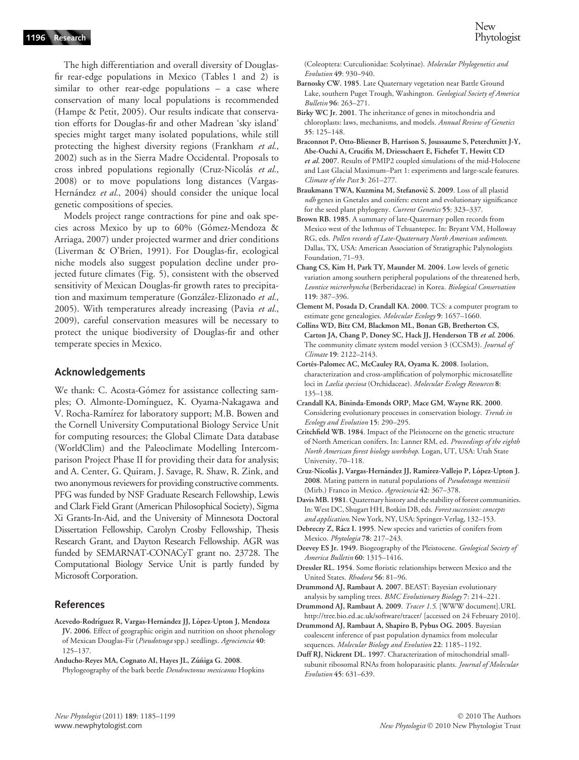The high differentiation and overall diversity of Douglas-fir rear-edge populations in Mexico (Tables 1 and 2) is similar to other rear-edge populations – a case where conservation of many local populations is recommended (Hampe & Petit, 2005). Our results indicate that conservation efforts for Douglas-fir and other Madrean 'sky island' species might target many isolated populations, while still protecting the highest diversity regions (Frankham *et al.*, 2002) such as in the Sierra Madre Occidental. Proposals to cross inbred populations regionally (Cruz-Nicolás *et al.*, 2008) or to move populations long distances (Vargas-Hernández *et al.*, 2004) should consider the unique local genetic compositions of species.

Models project range contractions for pine and oak species across Mexico by up to 60% (Gómez-Mendoza & Arriaga, 2007) under projected warmer and drier conditions (Liverman & O'Brien, 1991). For Douglas-fir, ecological niche models also suggest population decline under projected future climates (Fig. 5), consistent with the observed sensitivity of Mexican Douglas-fir growth rates to precipitation and maximum temperature (González-Elizonado *et al.*, 2005). With temperatures already increasing (Pavia *et al.*, 2009), careful conservation measures will be necessary to protect the unique biodiversity of Douglas-fir and other temperate species in Mexico.

## Acknowledgements

We thank: C. Acosta-Gómez for assistance collecting samples; O. Almonte-Domínguez, K. Oyama-Nakagawa and V. Rocha-Ramírez for laboratory support; M.B. Bowen and the Cornell University Computational Biology Service Unit for computing resources; the Global Climate Data database (WorldClim) and the Paleoclimate Modelling Intercomparison Project Phase II for providing their data for analysis; and A. Center, G. Quiram, J. Savage, R. Shaw, R. Zink, and two anonymous reviewers for providing constructive comments. PFG was funded by NSF Graduate Research Fellowship, Lewis and Clark Field Grant (American Philosophical Society), Sigma Xi Grants-In-Aid, and the University of Minnesota Doctoral Dissertation Fellowship, Carolyn Crosby Fellowship, Thesis Research Grant, and Dayton Research Fellowship. AGR was funded by SEMARNAT-CONACyT grant no. 23728. The Computational Biology Service Unit is partly funded by Microsoft Corporation.

## References

**Acevedo-Rodríguez R, Vargas-Hernández JJ, López-Upton J, Mendoza JV. 2006**. Effect of geographic origin and nutrition on shoot phenology of Mexican Douglas-Fir (*Pseudotsuga* spp.) seedlings. *Agrociencia* **40**: 125–137.

**Anducho-Reyes MA, Cognato AI, Hayes JL, Zúñiga G. 2008**. Phylogeography of the bark beetle *Dendroctonus mexicanus* Hopkins (Coleoptera: Curculionidae: Scolytinae). *Molecular Phylogenetics and Evolution* **49**: 930–940.

**Barnosky CW. 1985**. Late Quaternary vegetation near Battle Ground Lake, southern Puget Trough, Washington. *Geological Society of America Bulletin* **96**: 263–271.

**Birky WC Jr. 2001**. The inheritance of genes in mitochondria and chloroplasts: laws, mechanisms, and models. *Annual Review of Genetics* **35**: 125–148.

**Braconnot P, Otto-Bliesner B, Harrison S, Joussaume S, Peterchmitt J-Y, Abe-Ouchi A, Crucifix M, Driesschaert E, Fichefet T, Hewitt CD *et al.* 2007**. Results of PMIP2 coupled simulations of the mid-Holocene and Last Glacial Maximum–Part 1: experiments and large-scale features. *Climate of the Past* **3**: 261–277.

**Braukmann TWA, Kuzmina M, Stefanović S. 2009**. Loss of all plastid *ndh* genes in Gnetales and conifers: extent and evolutionary significance for the seed plant phylogeny. *Current Genetics* **55**: 323–337.

**Brown RB. 1985**. A summary of late-Quaternary pollen records from Mexico west of the Isthmus of Tehuantepec. In: Bryant VM, Holloway RG, eds. *Pollen records of Late-Quaternary North American sediments*. Dallas, TX, USA: American Association of Stratigraphic Palynologists Foundation, 71–93.

**Chang CS, Kim H, Park TY, Maunder M. 2004**. Low levels of genetic variation among southern peripheral populations of the threatened herb, *Leontice microrhyncha* (Berberidaceae) in Korea. *Biological Conservation* **119**: 387–396.

**Clement M, Posada D, Crandall KA. 2000**. TCS: a computer program to estimate gene genealogies. *Molecular Ecology* **9**: 1657–1660.

**Collins WD, Bitz CM, Blackmon ML, Bonan GB, Bretherton CS, Carton JA, Chang P, Doney SC, Hack JJ, Henderson TB *et al.* 2006**. The community climate system model version 3 (CCSM3). *Journal of Climate* **19**: 2122–2143.

**Cortés-Palomec AC, McCauley RA, Oyama K. 2008**. Isolation, characterization and cross-amplification of polymorphic microsatellite loci in *Laelia speciosa* (Orchidaceae). *Molecular Ecology Resources* **8**: 135–138.

**Crandall KA, Bininda-Emonds ORP, Mace GM, Wayne RK. 2000**. Considering evolutionary processes in conservation biology. *Trends in Ecology and Evolution* **15**: 290–295.

**Critchfield WB. 1984**. Impact of the Pleistocene on the genetic structure of North American conifers. In: Lanner RM, ed. *Proceedings of the eighth North American forest biology workshop*. Logan, UT, USA: Utah State University, 70–118.

**Cruz-Nicolás J, Vargas-Hernández JJ, Ramírez-Vallejo P, López-Upton J. 2008**. Mating pattern in natural populations of *Pseudotsuga menziesii* (Mirb.) Franco in Mexico. *Agrociencia* **42**: 367–378.

**Davis MB. 1981**. Quaternary history and the stability of forest communities. In: West DC, Shugart HH, Botkin DB, eds. *Forest succession: concepts and application*. New York, NY, USA: Springer-Verlag, 132–153.

**Debreczy Z, Rácz I. 1995**. New species and varieties of conifers from Mexico. *Phytologia* **78**: 217–243.

**Deevey ES Jr. 1949**. Biogeography of the Pleistocene. *Geological Society of America Bulletin* **60**: 1315–1416.

**Dressler RL. 1954**. Some floristic relationships between Mexico and the United States. *Rhodora* **56**: 81–96.

**Drummond AJ, Rambaut A. 2007**. BEAST: Bayesian evolutionary analysis by sampling trees. *BMC Evolutionary Biology* **7**: 214–221.

**Drummond AJ, Rambaut A. 2009**. *Tracer 1.5*. [WWW document].URL http://tree.bio.ed.ac.uk/software/tracer/ [accessed on 24 February 2010].

**Drummond AJ, Rambaut A, Shapiro B, Pybus OG. 2005**. Bayesian coalescent inference of past population dynamics from molecular sequences. *Molecular Biology and Evolution* **22**: 1185–1192.

**Duff RJ, Nickrent DL. 1997**. Characterization of mitochondrial small-subunit ribosomal RNAs from holoparasitic plants. *Journal of Molecular Evolution* **45**: 631–639.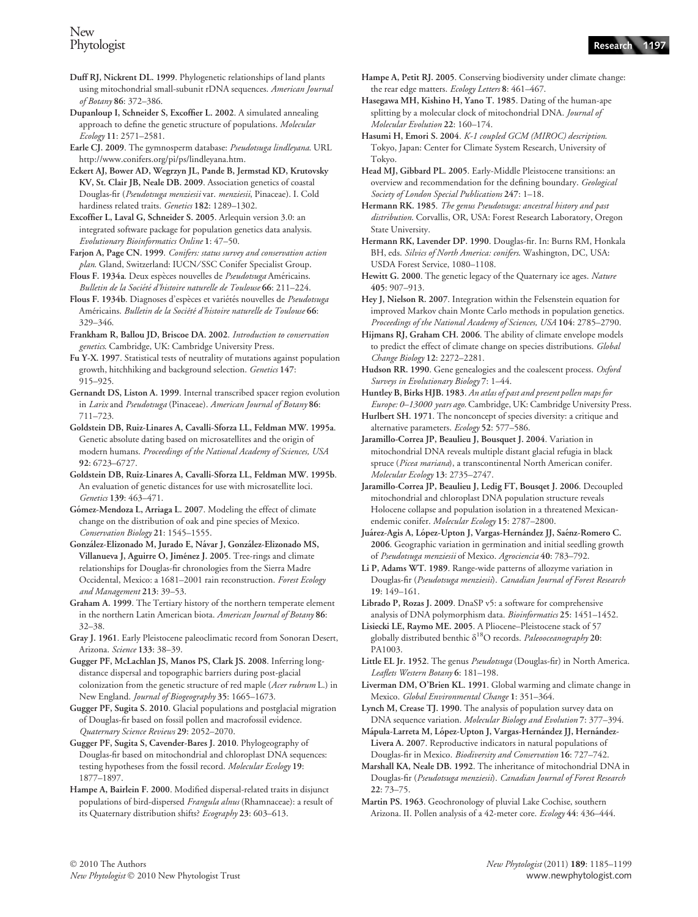**Duff RJ, Nickrent DL. 1999**. Phylogenetic relationships of land plants using mitochondrial small-subunit rDNA sequences. *American Journal of Botany* **86**: 372–386.

**Dupanloup I, Schneider S, Excoffier L. 2002**. A simulated annealing approach to define the genetic structure of populations. *Molecular Ecology* **11**: 2571–2581.

**Earle CJ. 2009**. The gymnosperm database: *Pseudotsuga lindleyana*. URL http://www.conifers.org/pi/ps/lindleyana.htm.

**Eckert AJ, Bower AD, Wegrzyn JL, Pande B, Jermstad KD, Krutovsky KV, St. Clair JB, Neale DB. 2009**. Association genetics of coastal Douglas-fir (*Pseudotsuga menziesii* var. *menziesii*, Pinaceae). I. Cold hardiness related traits. *Genetics* **182**: 1289–1302.

**Excoffier L, Laval G, Schneider S. 2005**. Arlequin version 3.0: an integrated software package for population genetics data analysis. *Evolutionary Bioinformatics Online* **1**: 47–50.

**Farjon A, Page CN. 1999**. *Conifers: status survey and conservation action plan*. Gland, Switzerland: IUCN/SSC Conifer Specialist Group.

**Flous F. 1934a**. Deux espèces nouvelles de *Pseudotsuga* Américains. *Bulletin de la Société d'histoire naturelle de Toulouse* **66**: 211–224.

**Flous F. 1934b**. Diagnoses d'espèces et variétés nouvelles de *Pseudotsuga* Américains. *Bulletin de la Société d'histoire naturelle de Toulouse* **66**: 329–346.

**Frankham R, Ballou JD, Briscoe DA. 2002**. *Introduction to conservation genetics*. Cambridge, UK: Cambridge University Press.

**Fu Y-X. 1997**. Statistical tests of neutrality of mutations against population growth, hitchhiking and background selection. *Genetics* **147**: 915–925.

**Gernandt DS, Liston A. 1999**. Internal transcribed spacer region evolution in *Larix* and *Pseudotsuga* (Pinaceae). *American Journal of Botany* **86**: 711–723.

**Goldstein DB, Ruiz-Linares A, Cavalli-Sforza LL, Feldman MW. 1995a**. Genetic absolute dating based on microsatellites and the origin of modern humans. *Proceedings of the National Academy of Sciences, USA* **92**: 6723–6727.

**Goldstein DB, Ruiz-Linares A, Cavalli-Sforza LL, Feldman MW. 1995b**. An evaluation of genetic distances for use with microsatellite loci. *Genetics* **139**: 463–471.

**Gómez-Mendoza L, Arriaga L. 2007**. Modeling the effect of climate change on the distribution of oak and pine species of Mexico. *Conservation Biology* **21**: 1545–1555.

**González-Elizonado M, Jurado E, Návar J, González-Elizonado MS, Villanueva J, Aguirre O, Jiménez J. 2005**. Tree-rings and climate relationships for Douglas-fir chronologies from the Sierra Madre Occidental, Mexico: a 1681–2001 rain reconstruction. *Forest Ecology and Management* **213**: 39–53.

**Graham A. 1999**. The Tertiary history of the northern temperate element in the northern Latin American biota. *American Journal of Botany* **86**: 32–38.

**Gray J. 1961**. Early Pleistocene paleoclimatic record from Sonoran Desert, Arizona. *Science* **133**: 38–39.

**Gugger PF, McLachlan JS, Manos PS, Clark JS. 2008**. Inferring long-distance dispersal and topographic barriers during post-glacial colonization from the genetic structure of red maple (*Acer rubrum* L.) in New England. *Journal of Biogeography* **35**: 1665–1673.

**Gugger PF, Sugita S. 2010**. Glacial populations and postglacial migration of Douglas-fir based on fossil pollen and macrofossil evidence. *Quaternary Science Reviews* **29**: 2052–2070.

**Gugger PF, Sugita S, Cavender-Bares J. 2010**. Phylogeography of Douglas-fir based on mitochondrial and chloroplast DNA sequences: testing hypotheses from the fossil record. *Molecular Ecology* **19**: 1877–1897.

**Hampe A, Bairlein F. 2000**. Modified dispersal-related traits in disjunct populations of bird-dispersed *Frangula alnus* (Rhamnaceae): a result of its Quaternary distribution shifts? *Ecography* **23**: 603–613.

**Hampe A, Petit RJ. 2005**. Conserving biodiversity under climate change: the rear edge matters. *Ecology Letters* **8**: 461–467.

**Hasegawa MH, Kishino H, Yano T. 1985**. Dating of the human-ape splitting by a molecular clock of mitochondrial DNA. *Journal of Molecular Evolution* **22**: 160–174.

**Hasumi H, Emori S. 2004**. *K-1 coupled GCM (MIROC) description*. Tokyo, Japan: Center for Climate System Research, University of Tokyo.

**Head MJ, Gibbard PL. 2005**. Early-Middle Pleistocene transitions: an overview and recommendation for the defining boundary. *Geological Society of London Special Publications* **247**: 1–18.

**Hermann RK. 1985**. *The genus Pseudotsuga: ancestral history and past distribution*. Corvallis, OR, USA: Forest Research Laboratory, Oregon State University.

**Hermann RK, Lavender DP. 1990**. Douglas-fir. In: Burns RM, Honkala BH, eds. *Silvics of North America: conifers*. Washington, DC, USA: USDA Forest Service, 1080–1108.

**Hewitt G. 2000**. The genetic legacy of the Quaternary ice ages. *Nature* **405**: 907–913.

**Hey J, Nielson R. 2007**. Integration within the Felsenstein equation for improved Markov chain Monte Carlo methods in population genetics. *Proceedings of the National Academy of Sciences, USA* **104**: 2785–2790.

**Hijmans RJ, Graham CH. 2006**. The ability of climate envelope models to predict the effect of climate change on species distributions. *Global Change Biology* **12**: 2272–2281.

**Hudson RR. 1990**. Gene genealogies and the coalescent process. *Oxford Surveys in Evolutionary Biology* **7**: 1–44.

**Huntley B, Birks HJB. 1983**. *An atlas of past and present pollen maps for Europe: 0–13000 years ago*. Cambridge, UK: Cambridge University Press.

**Hurlbert SH. 1971**. The nonconcept of species diversity: a critique and alternative parameters. *Ecology* **52**: 577–586.

**Jaramillo-Correa JP, Beaulieu J, Bousquet J. 2004**. Variation in mitochondrial DNA reveals multiple distant glacial refugia in black spruce (*Picea mariana*), a transcontinental North American conifer. *Molecular Ecology* **13**: 2735–2747.

**Jaramillo-Correa JP, Beaulieu J, Ledig FT, Bousquet J. 2006**. Decoupled mitochondrial and chloroplast DNA population structure reveals Holocene collapse and population isolation in a threatened Mexican-endemic conifer. *Molecular Ecology* **15**: 2787–2800.

**Juárez-Agis A, López-Upton J, Vargas-Hernández JJ, Saénz-Romero C. 2006**. Geographic variation in germination and initial seedling growth of *Pseudotsuga menziesii* of Mexico. *Agrociencia* **40**: 783–792.

**Li P, Adams WT. 1989**. Range-wide patterns of allozyme variation in Douglas-fir (*Pseudotsuga menziesii*). *Canadian Journal of Forest Research* **19**: 149–161.

**Librado P, Rozas J. 2009**. DnaSP v5: a software for comprehensive analysis of DNA polymorphism data. *Bioinformatics* **25**: 1451–1452.

**Lisiecki LE, Raymo ME. 2005**. A Pliocene–Pleistocene stack of 57 globally distributed benthic $\delta^{18}O$ records. *Paleooceanography* **20**: PA1003.

**Little EL Jr. 1952**. The genus *Pseudotsuga* (Douglas-fir) in North America. *Leaflets Western Botany* **6**: 181–198.

**Liverman DM, O'Brien KL. 1991**. Global warming and climate change in Mexico. *Global Environmental Change* **1**: 351–364.

**Lynch M, Crease TJ. 1990**. The analysis of population survey data on DNA sequence variation. *Molecular Biology and Evolution* **7**: 377–394.

**Mápula-Larreta M, López-Upton J, Vargas-Hernández JJ, Hernández-Livera A. 2007**. Reproductive indicators in natural populations of Douglas-fir in Mexico. *Biodiversity and Conservation* **16**: 727–742.

**Marshall KA, Neale DB. 1992**. The inheritance of mitochondrial DNA in Douglas-fir (*Pseudotsuga menziesii*). *Canadian Journal of Forest Research* **22**: 73–75.

**Martin PS. 1963**. Geochronology of pluvial Lake Cochise, southern Arizona. II. Pollen analysis of a 42-meter core. *Ecology* **44**: 436–444.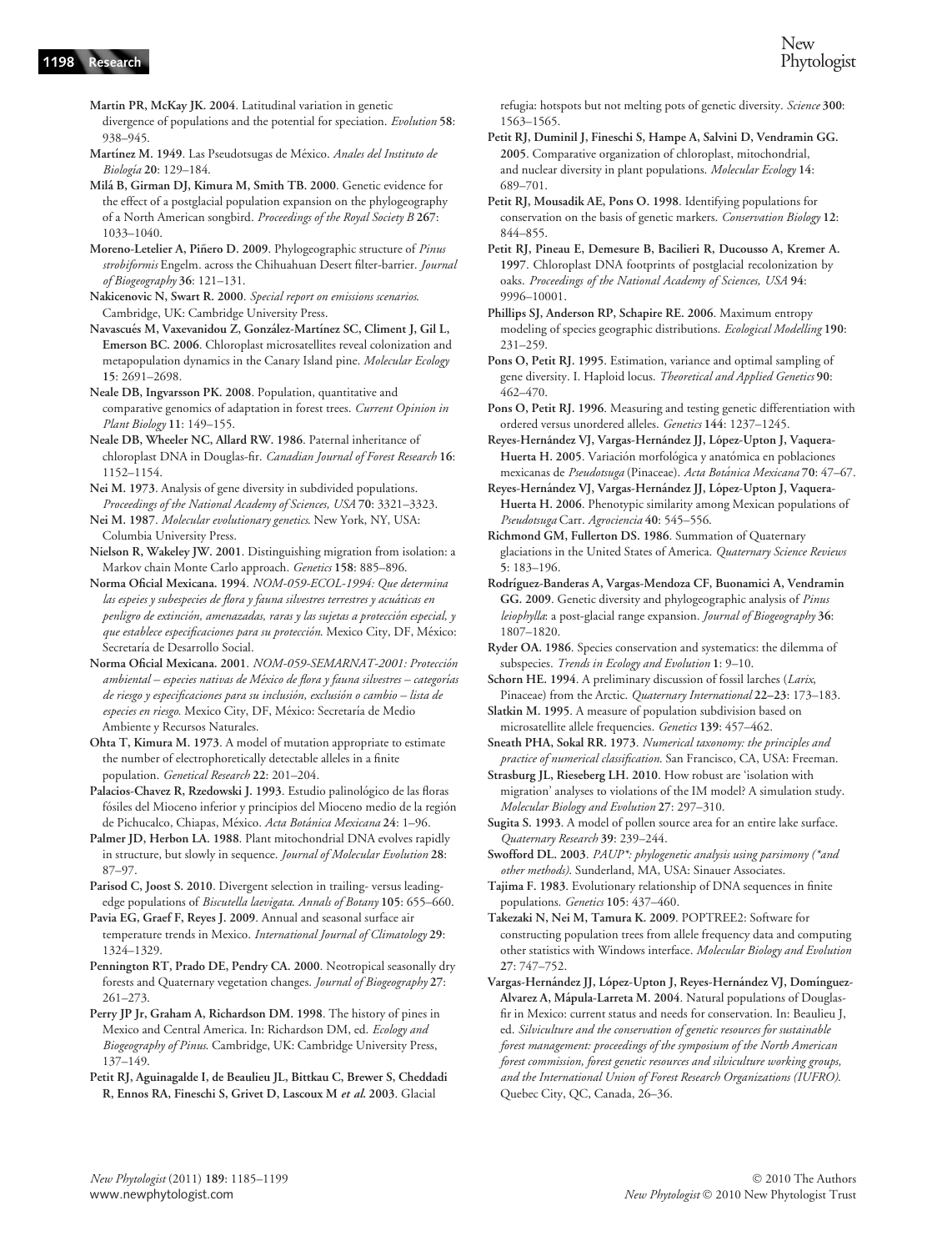**Martin PR, McKay JK. 2004**. Latitudinal variation in genetic divergence of populations and the potential for speciation. *Evolution* **58**: 938–945.

**Martínez M. 1949**. Las Pseudotsugas de México. *Anales del Instituto de Biología* **20**: 129–184.

**Milá B, Girman DJ, Kimura M, Smith TB. 2000**. Genetic evidence for the effect of a postglacial population expansion on the phylogeography of a North American songbird. *Proceedings of the Royal Society B* **267**: 1033–1040.

**Moreno-Letelier A, Piñero D. 2009**. Phylogeographic structure of *Pinus strobiformis* Engelm. across the Chihuahuan Desert filter-barrier. *Journal of Biogeography* **36**: 121–131.

**Nakicenovic N, Swart R. 2000**. *Special report on emissions scenarios*. Cambridge, UK: Cambridge University Press.

**Navascués M, Vaxevanidou Z, González-Martínez SC, Climent J, Gil L, Emerson BC. 2006**. Chloroplast microsatellites reveal colonization and metapopulation dynamics in the Canary Island pine. *Molecular Ecology* **15**: 2691–2698.

**Neale DB, Ingvarsson PK. 2008**. Population, quantitative and comparative genomics of adaptation in forest trees. *Current Opinion in Plant Biology* **11**: 149–155.

**Neale DB, Wheeler NC, Allard RW. 1986**. Paternal inheritance of chloroplast DNA in Douglas-fir. *Canadian Journal of Forest Research* **16**: 1152–1154.

**Nei M. 1973**. Analysis of gene diversity in subdivided populations. *Proceedings of the National Academy of Sciences, USA* **70**: 3321–3323.

**Nei M. 1987**. *Molecular evolutionary genetics*. New York, NY, USA: Columbia University Press.

**Nielson R, Wakeley JW. 2001**. Distinguishing migration from isolation: a Markov chain Monte Carlo approach. *Genetics* **158**: 885–896.

**Norma Oficial Mexicana. 1994**. *NOM-059-ECOL-1994: Que determina las espeies y subespecies de flora y fauna silvestres terrestres y acuáticas en penligro de extinción, amenazadas, raras y las sujetas a protección especial, y que establece especificaciones para su protección*. Mexico City, DF, México: Secretaría de Desarrollo Social.

**Norma Oficial Mexicana. 2001**. *NOM-059-SEMARNAT-2001: Protección ambiental – especies nativas de México de flora y fauna silvestres – categorías de riesgo y especificaciones para su inclusión, exclusión o cambio – lista de especies en riesgo*. Mexico City, DF, México: Secretaría de Medio Ambiente y Recursos Naturales.

**Ohta T, Kimura M. 1973**. A model of mutation appropriate to estimate the number of electrophoretically detectable alleles in a finite population. *Genetical Research* **22**: 201–204.

**Palacios-Chavez R, Rzedowski J. 1993**. Estudio palinológico de las floras fósiles del Mioceno inferior y principios del Mioceno medio de la región de Pichucalco, Chiapas, México. *Acta Botánica Mexicana* **24**: 1–96.

**Palmer JD, Herbon LA. 1988**. Plant mitochondrial DNA evolves rapidly in structure, but slowly in sequence. *Journal of Molecular Evolution* **28**: 87–97.

**Parisod C, Joost S. 2010**. Divergent selection in trailing- versus leading-edge populations of *Biscutella laevigata*. *Annals of Botany* **105**: 655–660.

**Pavia EG, Graef F, Reyes J. 2009**. Annual and seasonal surface air temperature trends in Mexico. *International Journal of Climatology* **29**: 1324–1329.

**Pennington RT, Prado DE, Pendry CA. 2000**. Neotropical seasonally dry forests and Quaternary vegetation changes. *Journal of Biogeography* **27**: 261–273.

**Perry JP Jr, Graham A, Richardson DM. 1998**. The history of pines in Mexico and Central America. In: Richardson DM, ed. *Ecology and Biogeography of Pinus*. Cambridge, UK: Cambridge University Press, 137–149.

**Petit RJ, Aguinagalde I, de Beaulieu JL, Bittkau C, Brewer S, Cheddadi R, Ennos RA, Fineschi S, Grivet D, Lascoux M *et al.* 2003**. Glacial refugia: hotspots but not melting pots of genetic diversity. *Science* **300**: 1563–1565.

**Petit RJ, Duminil J, Fineschi S, Hampe A, Salvini D, Vendramin GG. 2005**. Comparative organization of chloroplast, mitochondrial, and nuclear diversity in plant populations. *Molecular Ecology* **14**: 689–701.

**Petit RJ, Mousadik AE, Pons O. 1998**. Identifying populations for conservation on the basis of genetic markers. *Conservation Biology* **12**: 844–855.

**Petit RJ, Pineau E, Demesure B, Bacilieri R, Ducousso A, Kremer A. 1997**. Chloroplast DNA footprints of postglacial recolonization by oaks. *Proceedings of the National Academy of Sciences, USA* **94**: 9996–10001.

**Phillips SJ, Anderson RP, Schapire RE. 2006**. Maximum entropy modeling of species geographic distributions. *Ecological Modelling* **190**: 231–259.

**Pons O, Petit RJ. 1995**. Estimation, variance and optimal sampling of gene diversity. I. Haploid locus. *Theoretical and Applied Genetics* **90**: 462–470.

**Pons O, Petit RJ. 1996**. Measuring and testing genetic differentiation with ordered versus unordered alleles. *Genetics* **144**: 1237–1245.

**Reyes-Hernández VJ, Vargas-Hernández JJ, López-Upton J, Vaquera-Huerta H. 2005**. Variación morfológica y anatómica en poblaciones mexicanas de *Pseudotsuga* (Pinaceae). *Acta Botánica Mexicana* **70**: 47–67.

**Reyes-Hernández VJ, Vargas-Hernández JJ, López-Upton J, Vaquera-Huerta H. 2006**. Phenotypic similarity among Mexican populations of *Pseudotsuga* Carr. *Agrociencia* **40**: 545–556.

**Richmond GM, Fullerton DS. 1986**. Summation of Quaternary glaciations in the United States of America. *Quaternary Science Reviews* **5**: 183–196.

**Rodríguez-Banderas A, Vargas-Mendoza CF, Buonamici A, Vendramin GG. 2009**. Genetic diversity and phylogeographic analysis of *Pinus leiophylla*: a post-glacial range expansion. *Journal of Biogeography* **36**: 1807–1820.

**Ryder OA. 1986**. Species conservation and systematics: the dilemma of subspecies. *Trends in Ecology and Evolution* **1**: 9–10.

**Schorn HE. 1994**. A preliminary discussion of fossil larches (*Larix*, Pinaceae) from the Arctic. *Quaternary International* **22–23**: 173–183.

**Slatkin M. 1995**. A measure of population subdivision based on microsatellite allele frequencies. *Genetics* **139**: 457–462.

**Sneath PHA, Sokal RR. 1973**. *Numerical taxonomy: the principles and practice of numerical classification*. San Francisco, CA, USA: Freeman.

**Strasburg JL, Rieseberg LH. 2010**. How robust are 'isolation with migration' analyses to violations of the IM model? A simulation study. *Molecular Biology and Evolution* **27**: 297–310.

**Sugita S. 1993**. A model of pollen source area for an entire lake surface. *Quaternary Research* **39**: 239–244.

**Swofford DL. 2003**. *PAUP\*: phylogenetic analysis using parsimony (\*and other methods)*. Sunderland, MA, USA: Sinauer Associates.

**Tajima F. 1983**. Evolutionary relationship of DNA sequences in finite populations. *Genetics* **105**: 437–460.

**Takezaki N, Nei M, Tamura K. 2009**. POPTREE2: Software for constructing population trees from allele frequency data and computing other statistics with Windows interface. *Molecular Biology and Evolution* **27**: 747–752.

**Vargas-Hernández JJ, López-Upton J, Reyes-Hernández VJ, Domínguez-Alvarez A, Mápula-Larreta M. 2004**. Natural populations of Douglas-fir in Mexico: current status and needs for conservation. In: Beaulieu J, ed. *Silviculture and the conservation of genetic resources for sustainable forest management: proceedings of the symposium of the North American forest commission, forest genetic resources and silviculture working groups, and the International Union of Forest Research Organizations (IUFRO)*. Quebec City, QC, Canada, 26–36.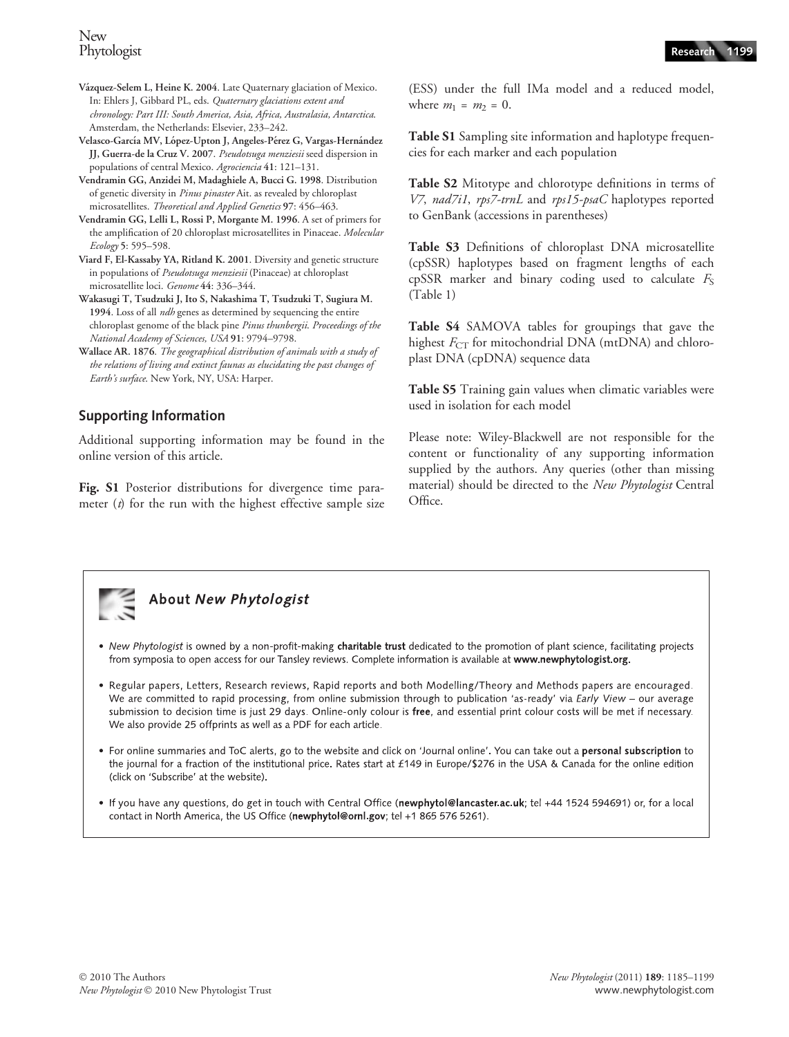**Vázquez-Selem L, Heine K. 2004**. Late Quaternary glaciation of Mexico. In: Ehlers J, Gibbard PL, eds. *Quaternary glaciations extent and chronology: Part III: South America, Asia, Africa, Australasia, Antarctica.* Amsterdam, the Netherlands: Elsevier, 233–242.

**Velasco-García MV, López-Upton J, Angeles-Pérez G, Vargas-Hernández JJ, Guerra-de la Cruz V. 2007**. *Pseudotsuga menziesii* seed dispersion in populations of central Mexico. *Agrociencia* **41**: 121–131.

**Vendramin GG, Anzidei M, Madaghiele A, Bucci G. 1998**. Distribution of genetic diversity in *Pinus pinaster* Ait. as revealed by chloroplast microsatellites. *Theoretical and Applied Genetics* **97**: 456–463.

**Vendramin GG, Lelli L, Rossi P, Morgante M. 1996**. A set of primers for the amplification of 20 chloroplast microsatellites in Pinaceae. *Molecular Ecology* **5**: 595–598.

**Viard F, El-Kassaby YA, Ritland K. 2001**. Diversity and genetic structure in populations of *Pseudotsuga menziesii* (Pinaceae) at chloroplast microsatellite loci. *Genome* **44**: 336–344.

**Wakasugi T, Tsudzuki J, Ito S, Nakashima T, Tsudzuki T, Sugiura M. 1994**. Loss of all *ndh* genes as determined by sequencing the entire chloroplast genome of the black pine *Pinus thunbergii*. *Proceedings of the National Academy of Sciences, USA* **91**: 9794–9798.

**Wallace AR. 1876**. *The geographical distribution of animals with a study of the relations of living and extinct faunas as elucidating the past changes of Earth's surface.* New York, NY, USA: Harper.

## Supporting Information

Additional supporting information may be found in the online version of this article.

**Fig. S1** Posterior distributions for divergence time parameter ($t$) for the run with the highest effective sample size (ESS) under the full IMa model and a reduced model, where $m_1 = m_2 = 0$.

**Table S1** Sampling site information and haplotype frequencies for each marker and each population

**Table S2** Mitotype and chlorotype definitions in terms of *V7*, *nad7i1*, *rps7-trnL* and *rps15-psaC* haplotypes reported to GenBank (accessions in parentheses)

**Table S3** Definitions of chloroplast DNA microsatellite (cpSSR) haplotypes based on fragment lengths of each cpSSR marker and binary coding used to calculate $F_S$ (Table 1)

**Table S4** SAMOVA tables for groupings that gave the highest $F_{CT}$ for mitochondrial DNA (mtDNA) and chloroplast DNA (cpDNA) sequence data

**Table S5** Training gain values when climatic variables were used in isolation for each model

Please note: Wiley-Blackwell are not responsible for the content or functionality of any supporting information supplied by the authors. Any queries (other than missing material) should be directed to the *New Phytologist* Central Office.

## About *New Phytologist*

- *New Phytologist* is owned by a non-profit-making **charitable trust** dedicated to the promotion of plant science, facilitating projects from symposia to open access for our Tansley reviews. Complete information is available at **www.newphytologist.org.**
- Regular papers, Letters, Research reviews, Rapid reports and both Modelling/Theory and Methods papers are encouraged. We are committed to rapid processing, from online submission through to publication 'as-ready' via *Early View* – our average submission to decision time is just 29 days. Online-only colour is **free**, and essential print colour costs will be met if necessary. We also provide 25 offprints as well as a PDF for each article.
- For online summaries and ToC alerts, go to the website and click on 'Journal online'. You can take out a **personal subscription** to the journal for a fraction of the institutional price. Rates start at £149 in Europe/$276 in the USA & Canada for the online edition (click on 'Subscribe' at the website).
- If you have any questions, do get in touch with Central Office (**newphytol@lancaster.ac.uk**; tel +44 1524 594691) or, for a local contact in North America, the US Office (**newphytol@ornl.gov**; tel +1 865 576 5261).